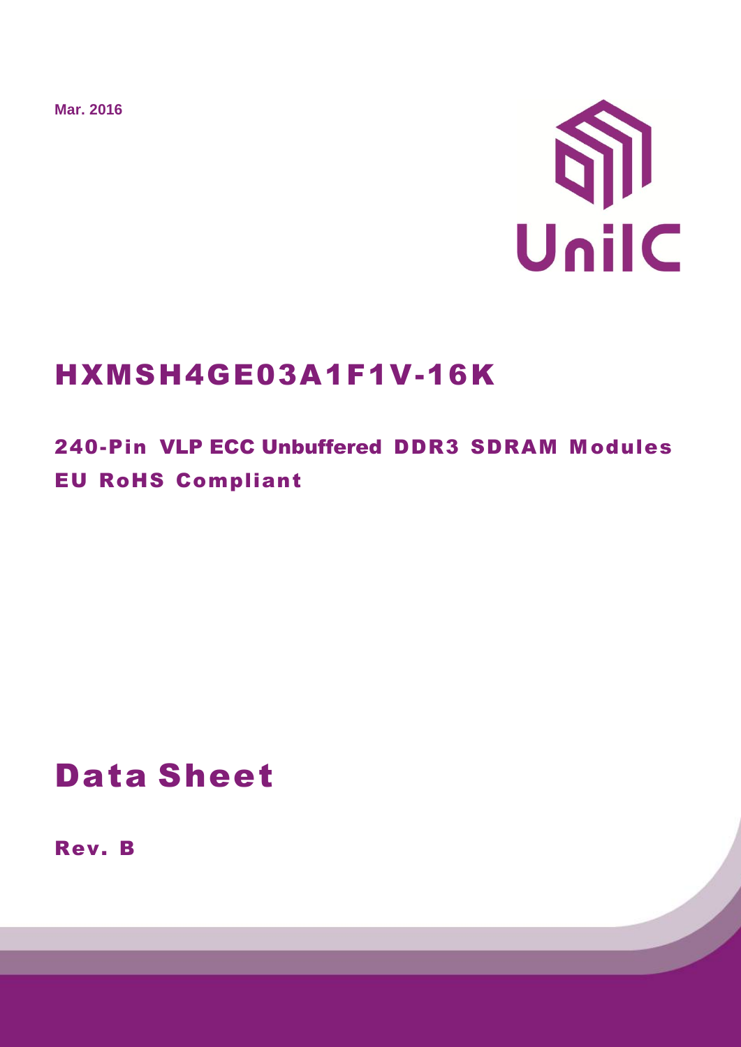Mar. 2016

UniIC

# HXMSH4GE03A1F1V-16K

## 240-Pin VLP ECC Unbuffered DDR3 SDRAM Modules

## EU RoHS Compliant

# Data Sheet

**Rev. B**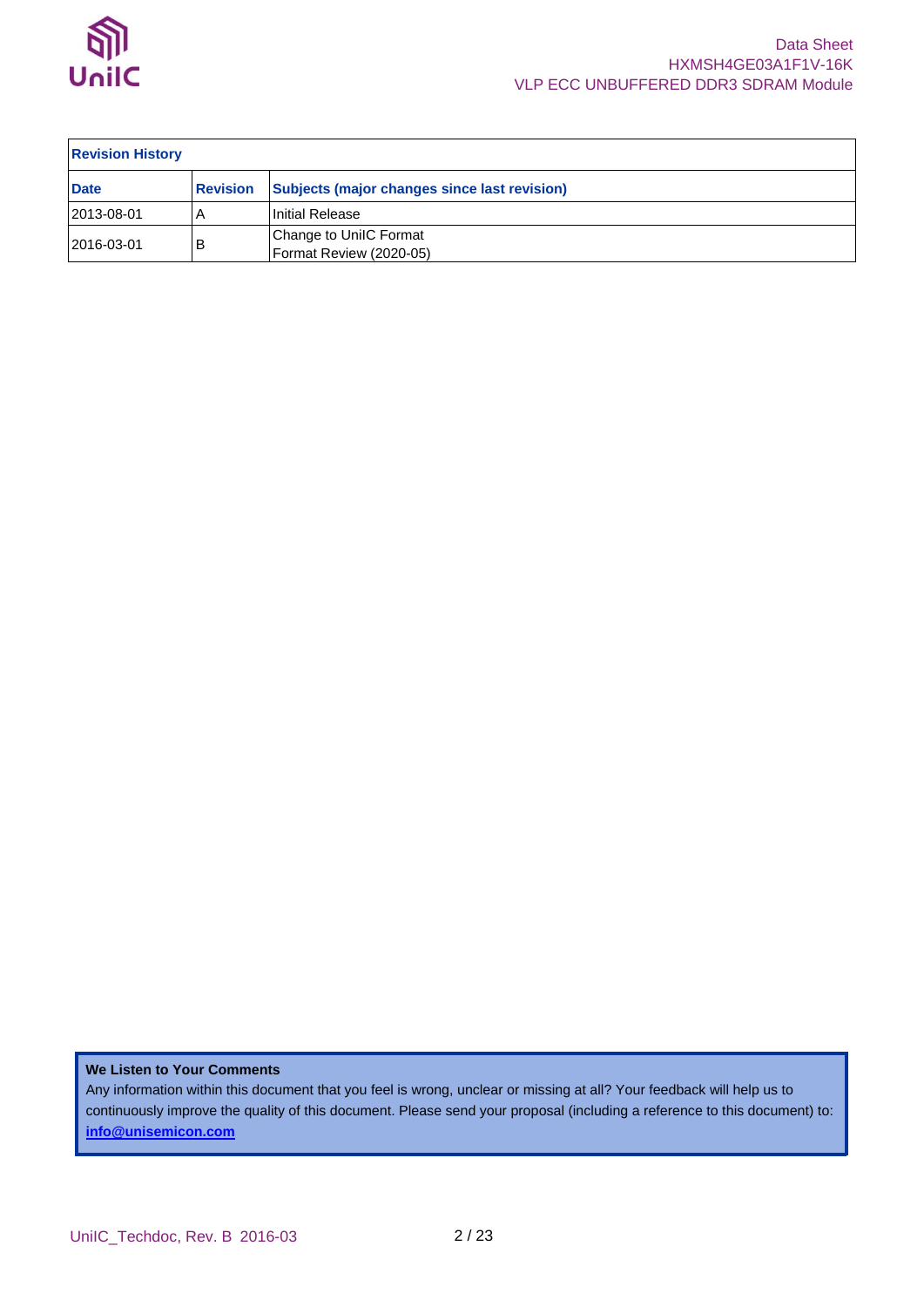| Revision History | | |
|---|---|---|
| **Date** | **Revision** | **Subjects (major changes since last revision)** |
| 2013-08-01 | A | Initial Release |
| 2016-03-01 | B | Change to UnilC Format<br>Format Review (2020-05) |

**We Listen to Your Comments**

Any information within this document that you feel is wrong, unclear or missing at all? Your feedback will help us to continuously improve the quality of this document. Please send your proposal (including a reference to this document) to: **info@unisemicon.com**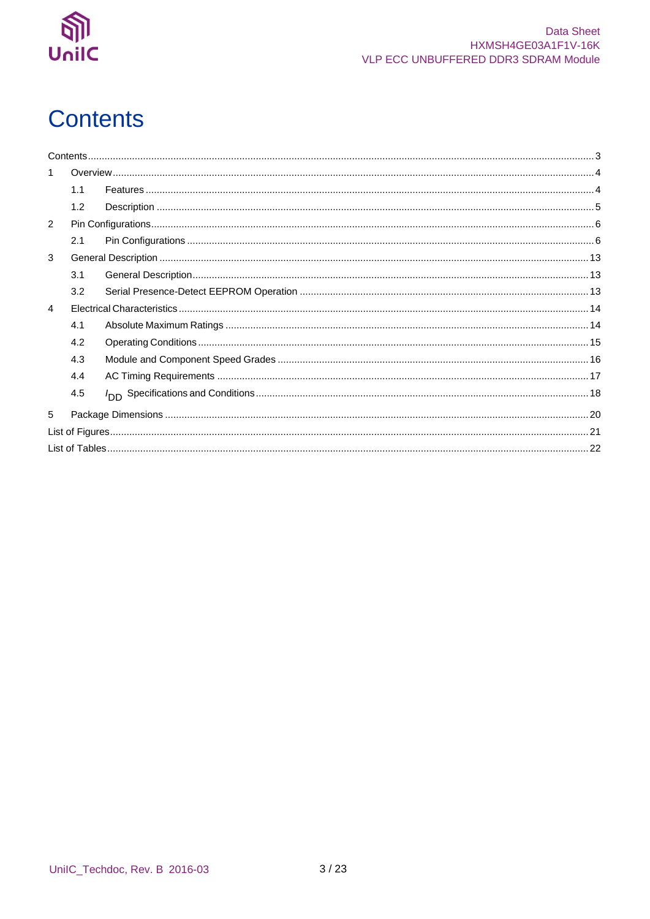# Contents

Contents ........................................................................................................ 3

1 Overview ........................................................................................................ 4

  1.1 Features ........................................................................................................ 4

  1.2 Description ........................................................................................................ 5

2 Pin Configurations ........................................................................................................ 6

  2.1 Pin Configurations ........................................................................................................ 6

3 General Description ........................................................................................................ 13

  3.1 General Description ........................................................................................................ 13

  3.2 Serial Presence-Detect EEPROM Operation ........................................................................................................ 13

4 Electrical Characteristics ........................................................................................................ 14

  4.1 Absolute Maximum Ratings ........................................................................................................ 14

  4.2 Operating Conditions ........................................................................................................ 15

  4.3 Module and Component Speed Grades ........................................................................................................ 16

  4.4 AC Timing Requirements ........................................................................................................ 17

  4.5 $I_{DD}$ Specifications and Conditions ........................................................................................................ 18

5 Package Dimensions ........................................................................................................ 20

List of Figures ........................................................................................................ 21

List of Tables ........................................................................................................ 22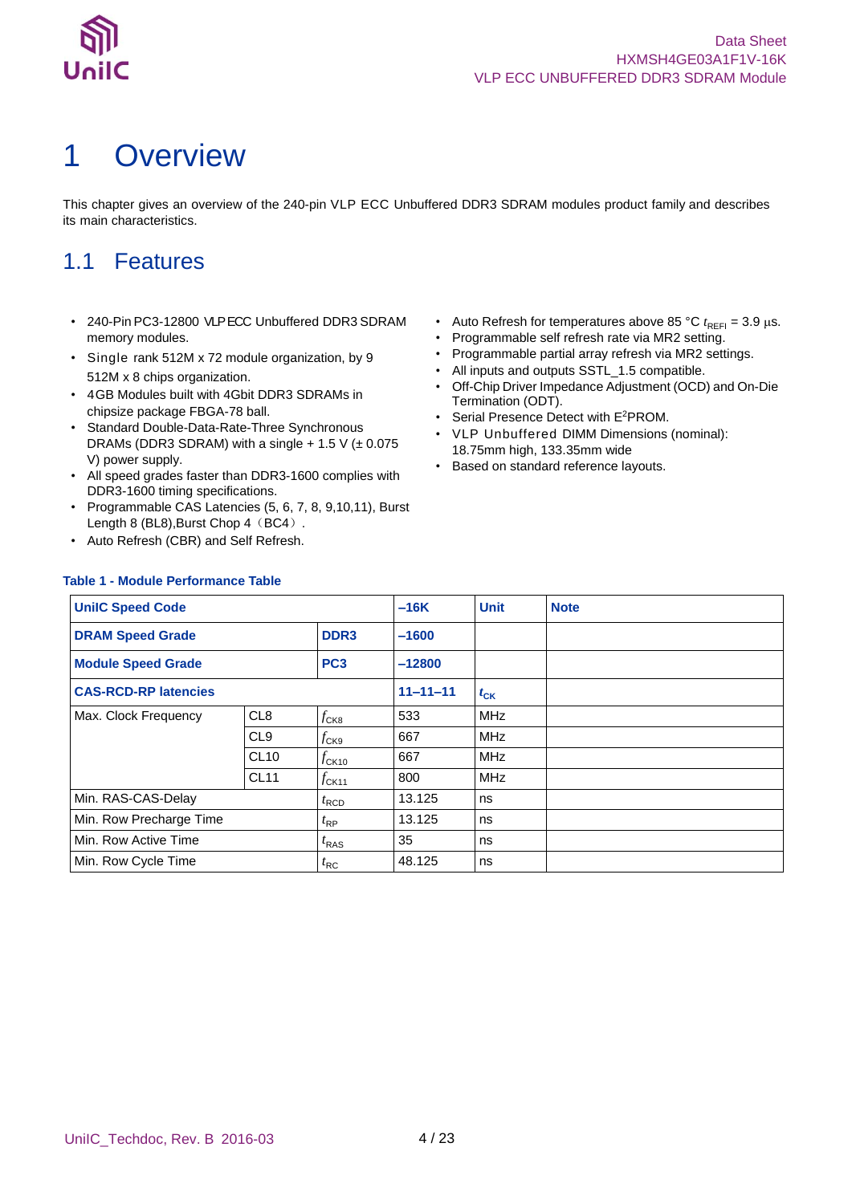# 1 Overview

This chapter gives an overview of the 240-pin VLP ECC Unbuffered DDR3 SDRAM modules product family and describes its main characteristics.

## 1.1 Features

- 240-Pin PC3-12800 VLP ECC Unbuffered DDR3 SDRAM memory modules.
- Single rank 512M x 72 module organization, by 9 512M x 8 chips organization.
- 4GB Modules built with 4Gbit DDR3 SDRAMs in chipsize package FBGA-78 ball.
- Standard Double-Data-Rate-Three Synchronous DRAMs (DDR3 SDRAM) with a single + 1.5 V (± 0.075 V) power supply.
- All speed grades faster than DDR3-1600 complies with DDR3-1600 timing specifications.
- Programmable CAS Latencies (5, 6, 7, 8, 9,10,11), Burst Length 8 (BL8),Burst Chop 4（BC4）.
- Auto Refresh (CBR) and Self Refresh.
- Auto Refresh for temperatures above 85 °C $t_{REFI}$ = 3.9 µs.
- Programmable self refresh rate via MR2 setting.
- Programmable partial array refresh via MR2 settings.
- All inputs and outputs SSTL_1.5 compatible.
- Off-Chip Driver Impedance Adjustment (OCD) and On-Die Termination (ODT).
- Serial Presence Detect with $E^2$PROM.
- VLP Unbuffered DIMM Dimensions (nominal): 18.75mm high, 133.35mm wide
- Based on standard reference layouts.

**Table 1 - Module Performance Table**

| **UniIC Speed Code** | | | **–16K** | **Unit** | **Note** |
|---|---|---|---|---|---|
| **DRAM Speed Grade** | | **DDR3** | **–1600** | | |
| **Module Speed Grade** | | **PC3** | **–12800** | | |
| **CAS-RCD-RP latencies** | | | **11–11–11** | $t_{CK}$ | |
| Max. Clock Frequency | CL8 | $f_{CK8}$ | 533 | MHz | |
| | CL9 | $f_{CK9}$ | 667 | MHz | |
| | CL10 | $f_{CK10}$ | 667 | MHz | |
| | CL11 | $f_{CK11}$ | 800 | MHz | |
| Min. RAS-CAS-Delay | | $t_{RCD}$ | 13.125 | ns | |
| Min. Row Precharge Time | | $t_{RP}$ | 13.125 | ns | |
| Min. Row Active Time | | $t_{RAS}$ | 35 | ns | |
| Min. Row Cycle Time | | $t_{RC}$ | 48.125 | ns | |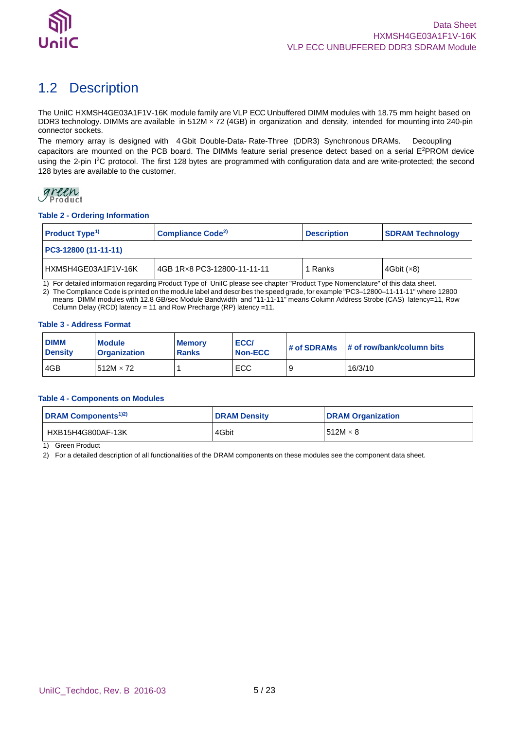## 1.2 Description

The UniIC HXMSH4GE03A1F1V-16K module family are VLP ECC Unbuffered DIMM modules with 18.75 mm height based on DDR3 technology. DIMMs are available in 512M × 72 (4GB) in organization and density, intended for mounting into 240-pin connector sockets.

The memory array is designed with 4 Gbit Double-Data- Rate-Three (DDR3) Synchronous DRAMs. Decoupling capacitors are mounted on the PCB board. The DIMMs feature serial presence detect based on a serial $E^2$PROM device using the 2-pin $I^2$C protocol. The first 128 bytes are programmed with configuration data and are write-protected; the second 128 bytes are available to the customer.

green Product

**Table 2 - Ordering Information**

| Product Type[1] | Compliance Code[2] | Description | SDRAM Technology |
|---|---|---|---|
| **PC3-12800 (11-11-11)** | | | |
| HXMSH4GE03A1F1V-16K | 4GB 1R×8 PC3-12800-11-11-11 | 1 Ranks | 4Gbit (×8) |

1) For detailed information regarding Product Type of UniIC please see chapter "Product Type Nomenclature" of this data sheet.
2) The Compliance Code is printed on the module label and describes the speed grade, for example "PC3–12800–11-11-11" where 12800 means DIMM modules with 12.8 GB/sec Module Bandwidth and "11-11-11" means Column Address Strobe (CAS) latency=11, Row Column Delay (RCD) latency = 11 and Row Precharge (RP) latency =11.

**Table 3 - Address Format**

| DIMM Density | Module Organization | Memory Ranks | ECC/ Non-ECC | # of SDRAMs | # of row/bank/column bits |
|---|---|---|---|---|---|
| 4GB | 512M × 72 | 1 | ECC | 9 | 16/3/10 |

**Table 4 - Components on Modules**

| DRAM Components[1][2] | DRAM Density | DRAM Organization |
|---|---|---|
| HXB15H4G800AF-13K | 4Gbit | 512M × 8 |

1) Green Product
2) For a detailed description of all functionalities of the DRAM components on these modules see the component data sheet.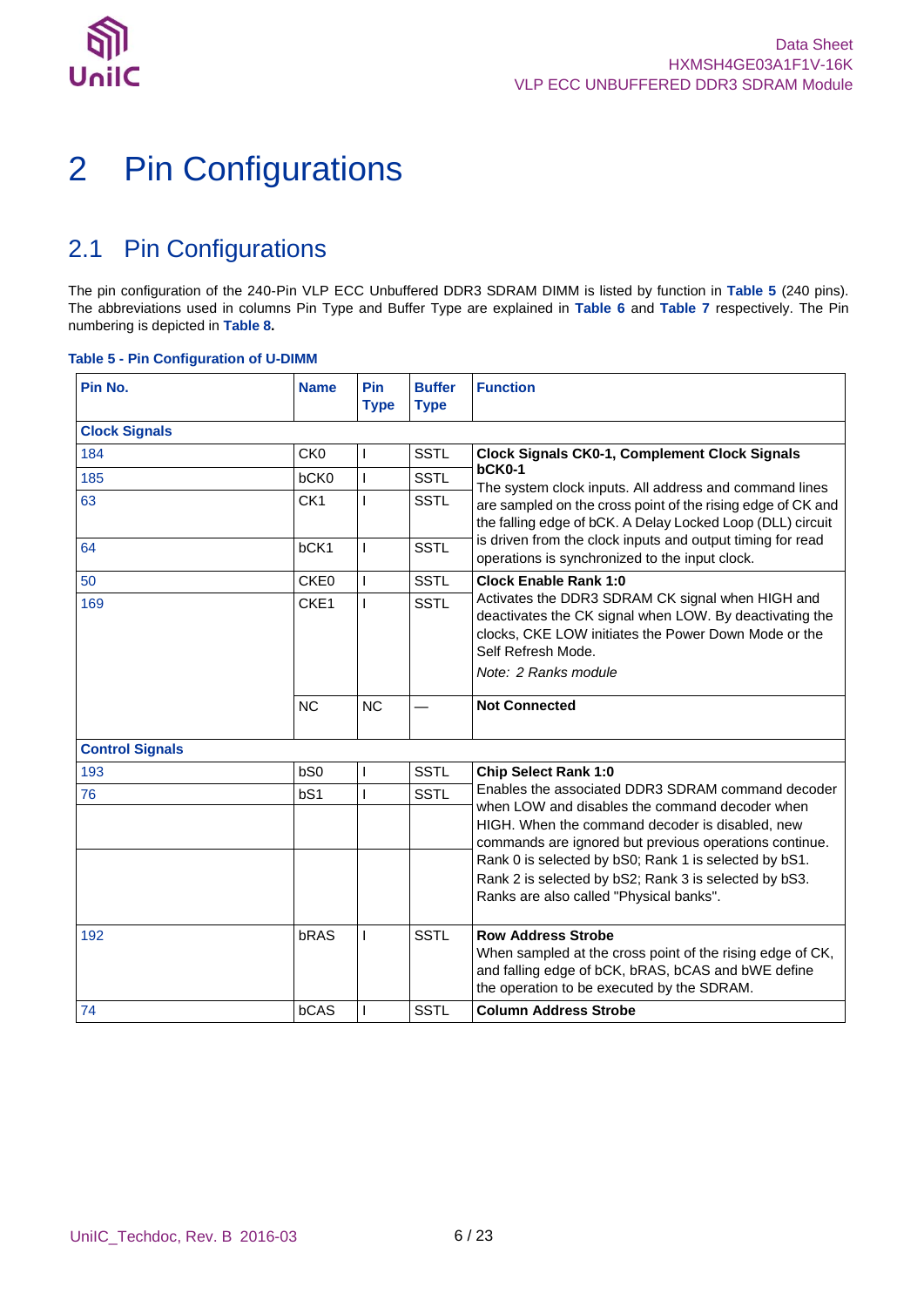# 2 Pin Configurations

## 2.1 Pin Configurations

The pin configuration of the 240-Pin VLP ECC Unbuffered DDR3 SDRAM DIMM is listed by function in **Table 5** (240 pins). The abbreviations used in columns Pin Type and Buffer Type are explained in **Table 6** and **Table 7** respectively. The Pin numbering is depicted in **Table 8.**

**Table 5 - Pin Configuration of U-DIMM**

| Pin No. | Name | Pin Type | Buffer Type | Function |
|---|---|---|---|---|
| **Clock Signals** | | | | |
| 184 | CK0 | I | SSTL | **Clock Signals CK0-1, Complement Clock Signals bCK0-1**<br>The system clock inputs. All address and command lines are sampled on the cross point of the rising edge of CK and the falling edge of bCK. A Delay Locked Loop (DLL) circuit is driven from the clock inputs and output timing for read operations is synchronized to the input clock. |
| 185 | bCK0 | I | SSTL | |
| 63 | CK1 | I | SSTL | |
| 64 | bCK1 | I | SSTL | |
| 50 | CKE0 | I | SSTL | **Clock Enable Rank 1:0**<br>Activates the DDR3 SDRAM CK signal when HIGH and deactivates the CK signal when LOW. By deactivating the clocks, CKE LOW initiates the Power Down Mode or the Self Refresh Mode.<br>*Note: 2 Ranks module* |
| 169 | CKE1 | I | SSTL | |
| | NC | NC | — | **Not Connected** |
| **Control Signals** | | | | |
| 193 | bS0 | I | SSTL | **Chip Select Rank 1:0**<br>Enables the associated DDR3 SDRAM command decoder when LOW and disables the command decoder when HIGH. When the command decoder is disabled, new commands are ignored but previous operations continue. Rank 0 is selected by bS0; Rank 1 is selected by bS1. Rank 2 is selected by bS2; Rank 3 is selected by bS3. Ranks are also called "Physical banks". |
| 76 | bS1 | I | SSTL | |
| | | | | |
| | | | | |
| 192 | bRAS | I | SSTL | **Row Address Strobe**<br>When sampled at the cross point of the rising edge of CK, and falling edge of bCK, bRAS, bCAS and bWE define the operation to be executed by the SDRAM. |
| 74 | bCAS | I | SSTL | **Column Address Strobe** |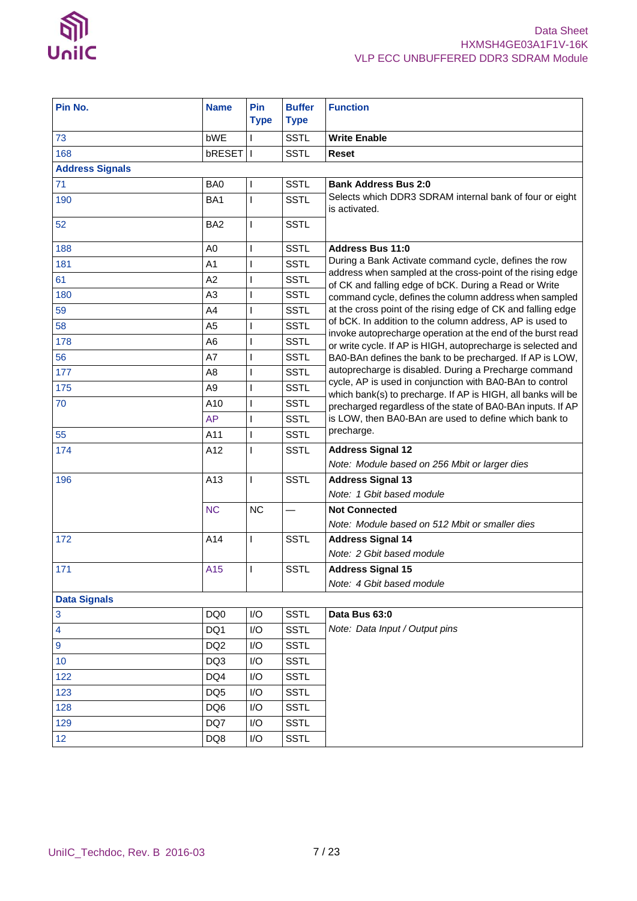| Pin No. | Name | Pin Type | Buffer Type | Function |
|---|---|---|---|---|
| 73 | bWE | I | SSTL | **Write Enable** |
| 168 | bRESET | I | SSTL | **Reset** |
| **Address Signals** | | | | |
| 71 | BA0 | I | SSTL | **Bank Address Bus 2:0** |
| 190 | BA1 | I | SSTL | Selects which DDR3 SDRAM internal bank of four or eight is activated. |
| 52 | BA2 | I | SSTL | |
| 188 | A0 | I | SSTL | **Address Bus 11:0** |
| 181 | A1 | I | SSTL | During a Bank Activate command cycle, defines the row address when sampled at the cross-point of the rising edge of CK and falling edge of bCK. During a Read or Write command cycle, defines the column address when sampled at the cross point of the rising edge of CK and falling edge of bCK. In addition to the column address, AP is used to invoke autoprecharge operation at the end of the burst read or write cycle. If AP is HIGH, autoprecharge is selected and BA0-BAn defines the bank to be precharged. If AP is LOW, autoprecharge is disabled. During a Precharge command cycle, AP is used in conjunction with BA0-BAn to control which bank(s) to precharge. If AP is HIGH, all banks will be precharged regardless of the state of BA0-BAn inputs. If AP is LOW, then BA0-BAn are used to define which bank to precharge. |
| 61 | A2 | I | SSTL | |
| 180 | A3 | I | SSTL | |
| 59 | A4 | I | SSTL | |
| 58 | A5 | I | SSTL | |
| 178 | A6 | I | SSTL | |
| 56 | A7 | I | SSTL | |
| 177 | A8 | I | SSTL | |
| 175 | A9 | I | SSTL | |
| 70 | A10 | I | SSTL | |
| | AP | I | SSTL | |
| 55 | A11 | I | SSTL | |
| 174 | A12 | I | SSTL | **Address Signal 12**<br>*Note: Module based on 256 Mbit or larger dies* |
| 196 | A13 | I | SSTL | **Address Signal 13**<br>*Note: 1 Gbit based module* |
| | NC | NC | — | **Not Connected**<br>*Note: Module based on 512 Mbit or smaller dies* |
| 172 | A14 | I | SSTL | **Address Signal 14**<br>*Note: 2 Gbit based module* |
| 171 | A15 | I | SSTL | **Address Signal 15**<br>*Note: 4 Gbit based module* |
| **Data Signals** | | | | |
| 3 | DQ0 | I/O | SSTL | **Data Bus 63:0** |
| 4 | DQ1 | I/O | SSTL | *Note: Data Input / Output pins* |
| 9 | DQ2 | I/O | SSTL | |
| 10 | DQ3 | I/O | SSTL | |
| 122 | DQ4 | I/O | SSTL | |
| 123 | DQ5 | I/O | SSTL | |
| 128 | DQ6 | I/O | SSTL | |
| 129 | DQ7 | I/O | SSTL | |
| 12 | DQ8 | I/O | SSTL | |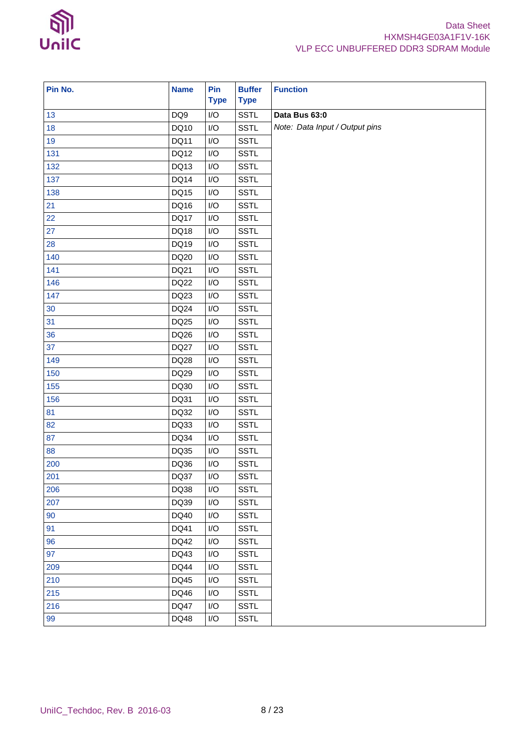| Pin No. | Name | Pin Type | Buffer Type | Function |
|---|---|---|---|---|
| 13 | DQ9 | I/O | SSTL | **Data Bus 63:0** *Note: Data Input / Output pins* |
| 18 | DQ10 | I/O | SSTL | |
| 19 | DQ11 | I/O | SSTL | |
| 131 | DQ12 | I/O | SSTL | |
| 132 | DQ13 | I/O | SSTL | |
| 137 | DQ14 | I/O | SSTL | |
| 138 | DQ15 | I/O | SSTL | |
| 21 | DQ16 | I/O | SSTL | |
| 22 | DQ17 | I/O | SSTL | |
| 27 | DQ18 | I/O | SSTL | |
| 28 | DQ19 | I/O | SSTL | |
| 140 | DQ20 | I/O | SSTL | |
| 141 | DQ21 | I/O | SSTL | |
| 146 | DQ22 | I/O | SSTL | |
| 147 | DQ23 | I/O | SSTL | |
| 30 | DQ24 | I/O | SSTL | |
| 31 | DQ25 | I/O | SSTL | |
| 36 | DQ26 | I/O | SSTL | |
| 37 | DQ27 | I/O | SSTL | |
| 149 | DQ28 | I/O | SSTL | |
| 150 | DQ29 | I/O | SSTL | |
| 155 | DQ30 | I/O | SSTL | |
| 156 | DQ31 | I/O | SSTL | |
| 81 | DQ32 | I/O | SSTL | |
| 82 | DQ33 | I/O | SSTL | |
| 87 | DQ34 | I/O | SSTL | |
| 88 | DQ35 | I/O | SSTL | |
| 200 | DQ36 | I/O | SSTL | |
| 201 | DQ37 | I/O | SSTL | |
| 206 | DQ38 | I/O | SSTL | |
| 207 | DQ39 | I/O | SSTL | |
| 90 | DQ40 | I/O | SSTL | |
| 91 | DQ41 | I/O | SSTL | |
| 96 | DQ42 | I/O | SSTL | |
| 97 | DQ43 | I/O | SSTL | |
| 209 | DQ44 | I/O | SSTL | |
| 210 | DQ45 | I/O | SSTL | |
| 215 | DQ46 | I/O | SSTL | |
| 216 | DQ47 | I/O | SSTL | |
| 99 | DQ48 | I/O | SSTL | |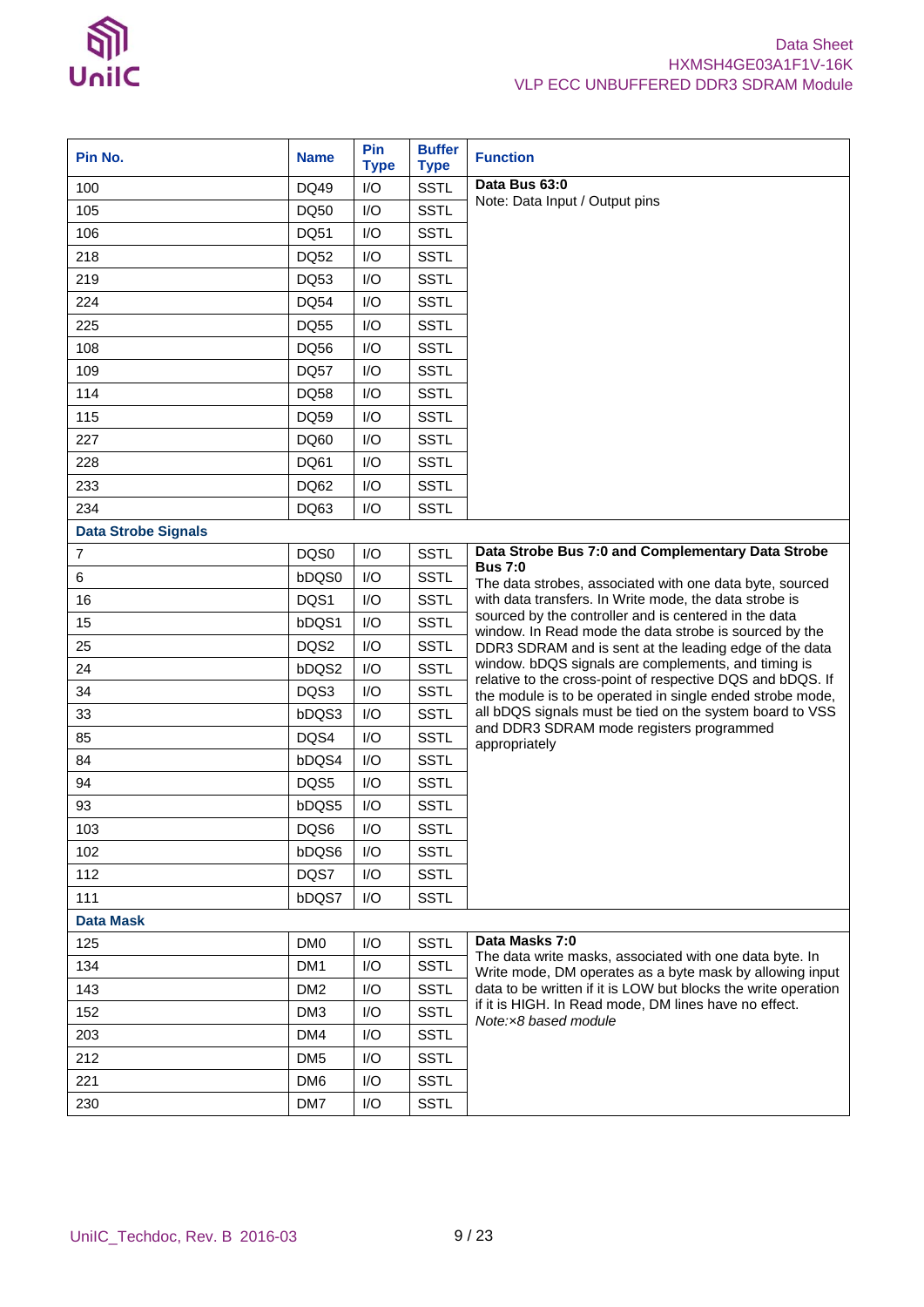| Pin No. | Name | Pin Type | Buffer Type | Function |
|---|---|---|---|---|
| 100 | DQ49 | I/O | SSTL | **Data Bus 63:0**<br>Note: Data Input / Output pins |
| 105 | DQ50 | I/O | SSTL | |
| 106 | DQ51 | I/O | SSTL | |
| 218 | DQ52 | I/O | SSTL | |
| 219 | DQ53 | I/O | SSTL | |
| 224 | DQ54 | I/O | SSTL | |
| 225 | DQ55 | I/O | SSTL | |
| 108 | DQ56 | I/O | SSTL | |
| 109 | DQ57 | I/O | SSTL | |
| 114 | DQ58 | I/O | SSTL | |
| 115 | DQ59 | I/O | SSTL | |
| 227 | DQ60 | I/O | SSTL | |
| 228 | DQ61 | I/O | SSTL | |
| 233 | DQ62 | I/O | SSTL | |
| 234 | DQ63 | I/O | SSTL | |
| **Data Strobe Signals** | | | | |
| 7 | DQS0 | I/O | SSTL | **Data Strobe Bus 7:0 and Complementary Data Strobe Bus 7:0**<br>The data strobes, associated with one data byte, sourced with data transfers. In Write mode, the data strobe is sourced by the controller and is centered in the data window. In Read mode the data strobe is sourced by the DDR3 SDRAM and is sent at the leading edge of the data window. bDQS signals are complements, and timing is relative to the cross-point of respective DQS and bDQS. If the module is to be operated in single ended strobe mode, all bDQS signals must be tied on the system board to VSS and DDR3 SDRAM mode registers programmed appropriately |
| 6 | bDQS0 | I/O | SSTL | |
| 16 | DQS1 | I/O | SSTL | |
| 15 | bDQS1 | I/O | SSTL | |
| 25 | DQS2 | I/O | SSTL | |
| 24 | bDQS2 | I/O | SSTL | |
| 34 | DQS3 | I/O | SSTL | |
| 33 | bDQS3 | I/O | SSTL | |
| 85 | DQS4 | I/O | SSTL | |
| 84 | bDQS4 | I/O | SSTL | |
| 94 | DQS5 | I/O | SSTL | |
| 93 | bDQS5 | I/O | SSTL | |
| 103 | DQS6 | I/O | SSTL | |
| 102 | bDQS6 | I/O | SSTL | |
| 112 | DQS7 | I/O | SSTL | |
| 111 | bDQS7 | I/O | SSTL | |
| **Data Mask** | | | | |
| 125 | DM0 | I/O | SSTL | **Data Masks 7:0**<br>The data write masks, associated with one data byte. In Write mode, DM operates as a byte mask by allowing input data to be written if it is LOW but blocks the write operation if it is HIGH. In Read mode, DM lines have no effect.<br>*Note:×8 based module* |
| 134 | DM1 | I/O | SSTL | |
| 143 | DM2 | I/O | SSTL | |
| 152 | DM3 | I/O | SSTL | |
| 203 | DM4 | I/O | SSTL | |
| 212 | DM5 | I/O | SSTL | |
| 221 | DM6 | I/O | SSTL | |
| 230 | DM7 | I/O | SSTL | |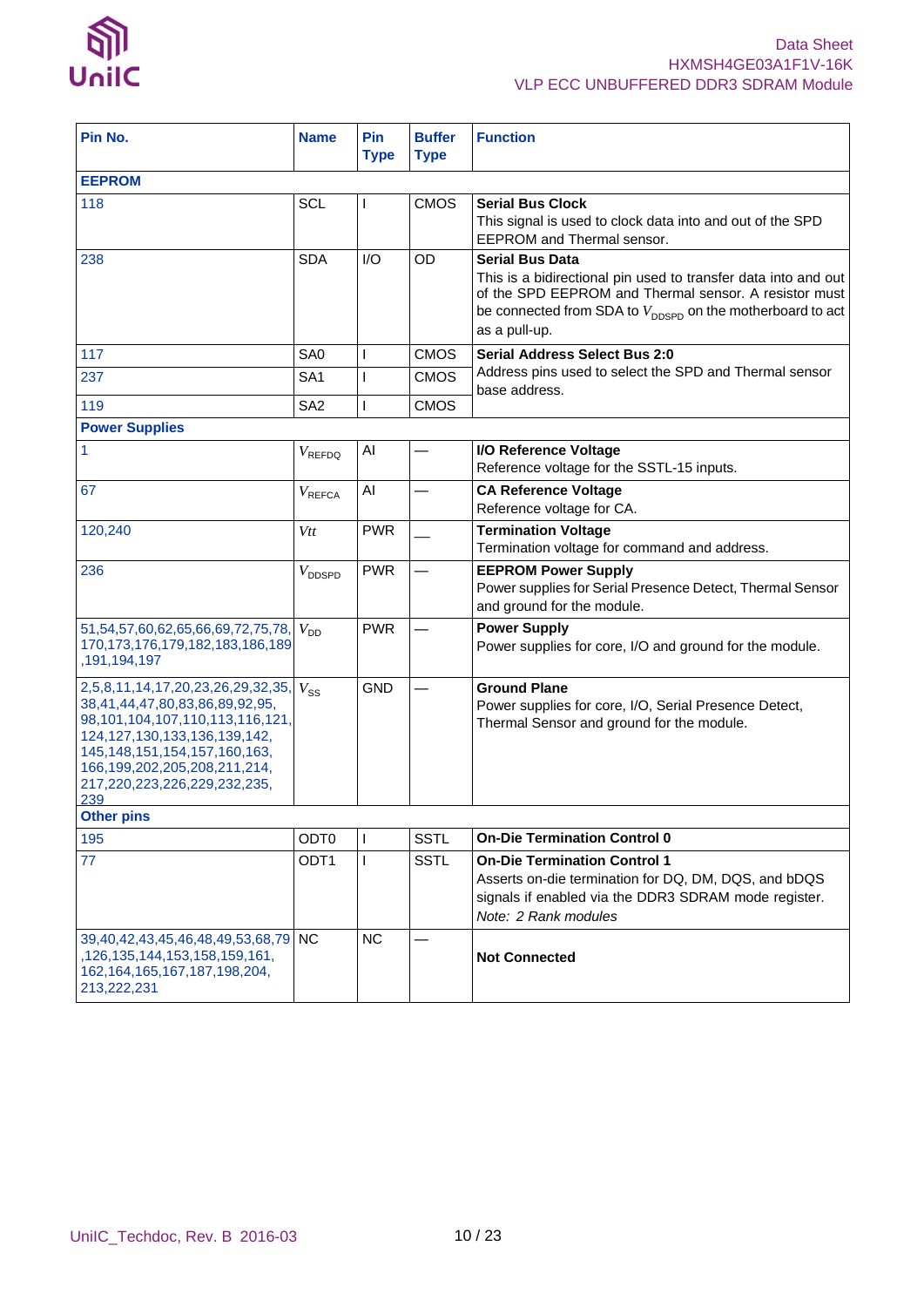| Pin No. | Name | Pin Type | Buffer Type | Function |
|---|---|---|---|---|
| **EEPROM** | | | | |
| 118 | SCL | I | CMOS | **Serial Bus Clock**<br>This signal is used to clock data into and out of the SPD EEPROM and Thermal sensor. |
| 238 | SDA | I/O | OD | **Serial Bus Data**<br>This is a bidirectional pin used to transfer data into and out of the SPD EEPROM and Thermal sensor. A resistor must be connected from SDA to $V_{DDSPD}$ on the motherboard to act as a pull-up. |
| 117 | SA0 | I | CMOS | **Serial Address Select Bus 2:0**<br>Address pins used to select the SPD and Thermal sensor base address. |
| 237 | SA1 | I | CMOS | |
| 119 | SA2 | I | CMOS | |
| **Power Supplies** | | | | |
| 1 | $V_{REFDQ}$ | AI | — | **I/O Reference Voltage**<br>Reference voltage for the SSTL-15 inputs. |
| 67 | $V_{REFCA}$ | AI | — | **CA Reference Voltage**<br>Reference voltage for CA. |
| 120,240 | $Vtt$ | PWR | — | **Termination Voltage**<br>Termination voltage for command and address. |
| 236 | $V_{DDSPD}$ | PWR | — | **EEPROM Power Supply**<br>Power supplies for Serial Presence Detect, Thermal Sensor and ground for the module. |
| 51,54,57,60,62,65,66,69,72,75,78,170,173,176,179,182,183,186,189,191,194,197 | $V_{DD}$ | PWR | — | **Power Supply**<br>Power supplies for core, I/O and ground for the module. |
| 2,5,8,11,14,17,20,23,26,29,32,35,38,41,44,47,80,83,86,89,92,95,98,101,104,107,110,113,116,121,124,127,130,133,136,139,142,145,148,151,154,157,160,163,166,199,202,205,208,211,214,217,220,223,226,229,232,235,239 | $V_{SS}$ | GND | — | **Ground Plane**<br>Power supplies for core, I/O, Serial Presence Detect, Thermal Sensor and ground for the module. |
| **Other pins** | | | | |
| 195 | ODT0 | I | SSTL | **On-Die Termination Control 0** |
| 77 | ODT1 | I | SSTL | **On-Die Termination Control 1**<br>Asserts on-die termination for DQ, DM, DQS, and bDQS signals if enabled via the DDR3 SDRAM mode register.<br>*Note: 2 Rank modules* |
| 39,40,42,43,45,46,48,49,53,68,79,126,135,144,153,158,159,161,162,164,165,167,187,198,204,213,222,231 | NC | NC | — | **Not Connected** |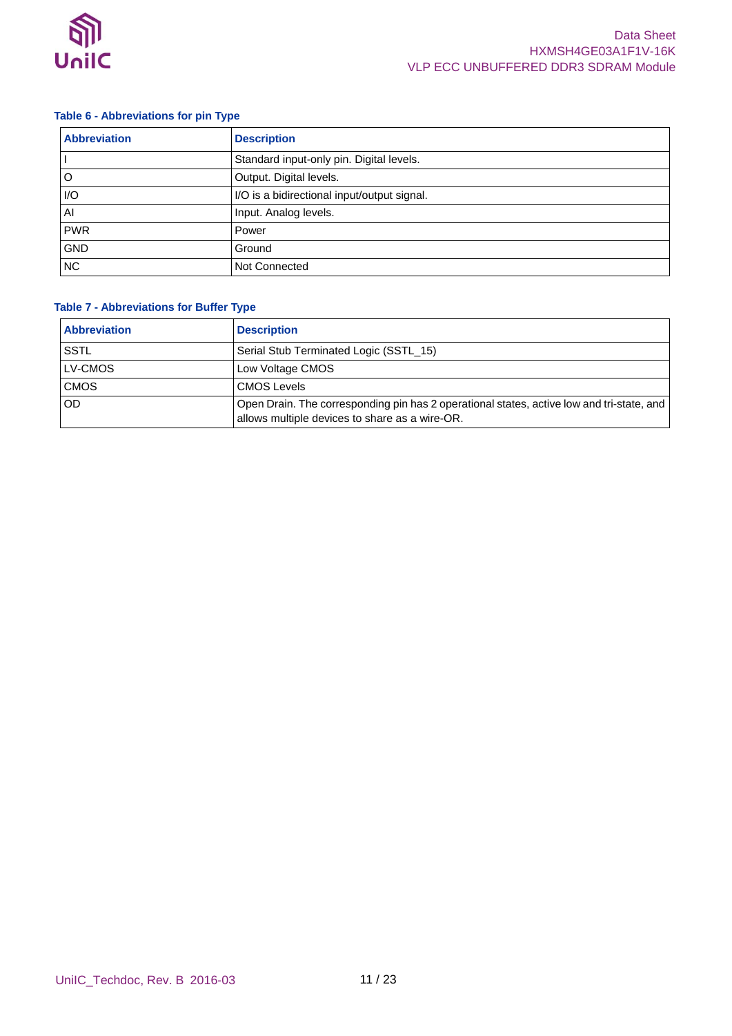**Table 6 - Abbreviations for pin Type**

| Abbreviation | Description |
|---|---|
| I | Standard input-only pin. Digital levels. |
| O | Output. Digital levels. |
| I/O | I/O is a bidirectional input/output signal. |
| AI | Input. Analog levels. |
| PWR | Power |
| GND | Ground |
| NC | Not Connected |

**Table 7 - Abbreviations for Buffer Type**

| Abbreviation | Description |
|---|---|
| SSTL | Serial Stub Terminated Logic (SSTL_15) |
| LV-CMOS | Low Voltage CMOS |
| CMOS | CMOS Levels |
| OD | Open Drain. The corresponding pin has 2 operational states, active low and tri-state, and allows multiple devices to share as a wire-OR. |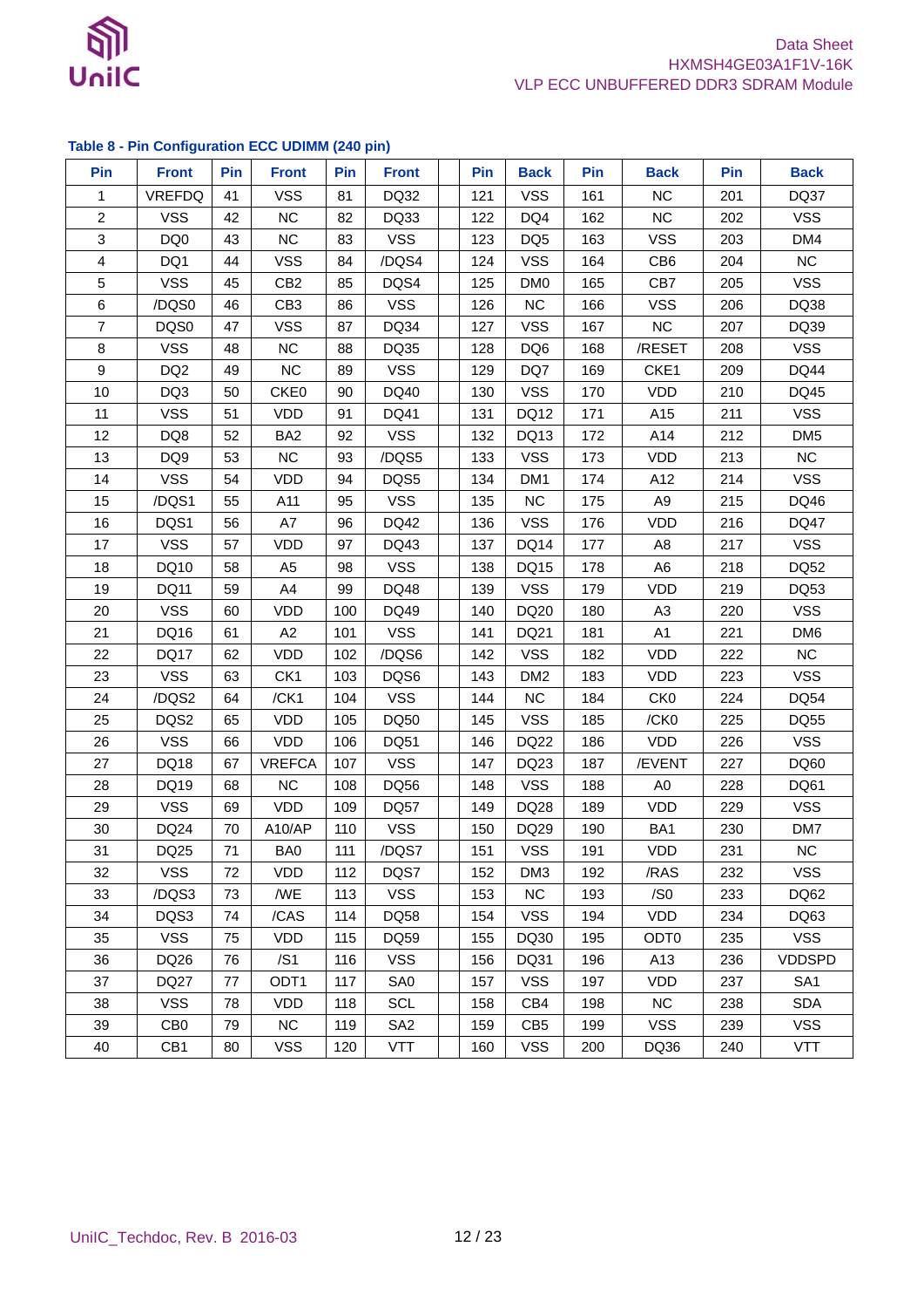**Table 8 - Pin Configuration ECC UDIMM (240 pin)**

| Pin | Front | Pin | Front | Pin | Front | | Pin | Back | Pin | Back | Pin | Back |
|---|---|---|---|---|---|---|---|---|---|---|---|---|
| 1 | VREFDQ | 41 | VSS | 81 | DQ32 | | 121 | VSS | 161 | NC | 201 | DQ37 |
| 2 | VSS | 42 | NC | 82 | DQ33 | | 122 | DQ4 | 162 | NC | 202 | VSS |
| 3 | DQ0 | 43 | NC | 83 | VSS | | 123 | DQ5 | 163 | VSS | 203 | DM4 |
| 4 | DQ1 | 44 | VSS | 84 | /DQS4 | | 124 | VSS | 164 | CB6 | 204 | NC |
| 5 | VSS | 45 | CB2 | 85 | DQS4 | | 125 | DM0 | 165 | CB7 | 205 | VSS |
| 6 | /DQS0 | 46 | CB3 | 86 | VSS | | 126 | NC | 166 | VSS | 206 | DQ38 |
| 7 | DQS0 | 47 | VSS | 87 | DQ34 | | 127 | VSS | 167 | NC | 207 | DQ39 |
| 8 | VSS | 48 | NC | 88 | DQ35 | | 128 | DQ6 | 168 | /RESET | 208 | VSS |
| 9 | DQ2 | 49 | NC | 89 | VSS | | 129 | DQ7 | 169 | CKE1 | 209 | DQ44 |
| 10 | DQ3 | 50 | CKE0 | 90 | DQ40 | | 130 | VSS | 170 | VDD | 210 | DQ45 |
| 11 | VSS | 51 | VDD | 91 | DQ41 | | 131 | DQ12 | 171 | A15 | 211 | VSS |
| 12 | DQ8 | 52 | BA2 | 92 | VSS | | 132 | DQ13 | 172 | A14 | 212 | DM5 |
| 13 | DQ9 | 53 | NC | 93 | /DQS5 | | 133 | VSS | 173 | VDD | 213 | NC |
| 14 | VSS | 54 | VDD | 94 | DQS5 | | 134 | DM1 | 174 | A12 | 214 | VSS |
| 15 | /DQS1 | 55 | A11 | 95 | VSS | | 135 | NC | 175 | A9 | 215 | DQ46 |
| 16 | DQS1 | 56 | A7 | 96 | DQ42 | | 136 | VSS | 176 | VDD | 216 | DQ47 |
| 17 | VSS | 57 | VDD | 97 | DQ43 | | 137 | DQ14 | 177 | A8 | 217 | VSS |
| 18 | DQ10 | 58 | A5 | 98 | VSS | | 138 | DQ15 | 178 | A6 | 218 | DQ52 |
| 19 | DQ11 | 59 | A4 | 99 | DQ48 | | 139 | VSS | 179 | VDD | 219 | DQ53 |
| 20 | VSS | 60 | VDD | 100 | DQ49 | | 140 | DQ20 | 180 | A3 | 220 | VSS |
| 21 | DQ16 | 61 | A2 | 101 | VSS | | 141 | DQ21 | 181 | A1 | 221 | DM6 |
| 22 | DQ17 | 62 | VDD | 102 | /DQS6 | | 142 | VSS | 182 | VDD | 222 | NC |
| 23 | VSS | 63 | CK1 | 103 | DQS6 | | 143 | DM2 | 183 | VDD | 223 | VSS |
| 24 | /DQS2 | 64 | /CK1 | 104 | VSS | | 144 | NC | 184 | CK0 | 224 | DQ54 |
| 25 | DQS2 | 65 | VDD | 105 | DQ50 | | 145 | VSS | 185 | /CK0 | 225 | DQ55 |
| 26 | VSS | 66 | VDD | 106 | DQ51 | | 146 | DQ22 | 186 | VDD | 226 | VSS |
| 27 | DQ18 | 67 | VREFCA | 107 | VSS | | 147 | DQ23 | 187 | /EVENT | 227 | DQ60 |
| 28 | DQ19 | 68 | NC | 108 | DQ56 | | 148 | VSS | 188 | A0 | 228 | DQ61 |
| 29 | VSS | 69 | VDD | 109 | DQ57 | | 149 | DQ28 | 189 | VDD | 229 | VSS |
| 30 | DQ24 | 70 | A10/AP | 110 | VSS | | 150 | DQ29 | 190 | BA1 | 230 | DM7 |
| 31 | DQ25 | 71 | BA0 | 111 | /DQS7 | | 151 | VSS | 191 | VDD | 231 | NC |
| 32 | VSS | 72 | VDD | 112 | DQS7 | | 152 | DM3 | 192 | /RAS | 232 | VSS |
| 33 | /DQS3 | 73 | /WE | 113 | VSS | | 153 | NC | 193 | /S0 | 233 | DQ62 |
| 34 | DQS3 | 74 | /CAS | 114 | DQ58 | | 154 | VSS | 194 | VDD | 234 | DQ63 |
| 35 | VSS | 75 | VDD | 115 | DQ59 | | 155 | DQ30 | 195 | ODT0 | 235 | VSS |
| 36 | DQ26 | 76 | /S1 | 116 | VSS | | 156 | DQ31 | 196 | A13 | 236 | VDDSPD |
| 37 | DQ27 | 77 | ODT1 | 117 | SA0 | | 157 | VSS | 197 | VDD | 237 | SA1 |
| 38 | VSS | 78 | VDD | 118 | SCL | | 158 | CB4 | 198 | NC | 238 | SDA |
| 39 | CB0 | 79 | NC | 119 | SA2 | | 159 | CB5 | 199 | VSS | 239 | VSS |
| 40 | CB1 | 80 | VSS | 120 | VTT | | 160 | VSS | 200 | DQ36 | 240 | VTT |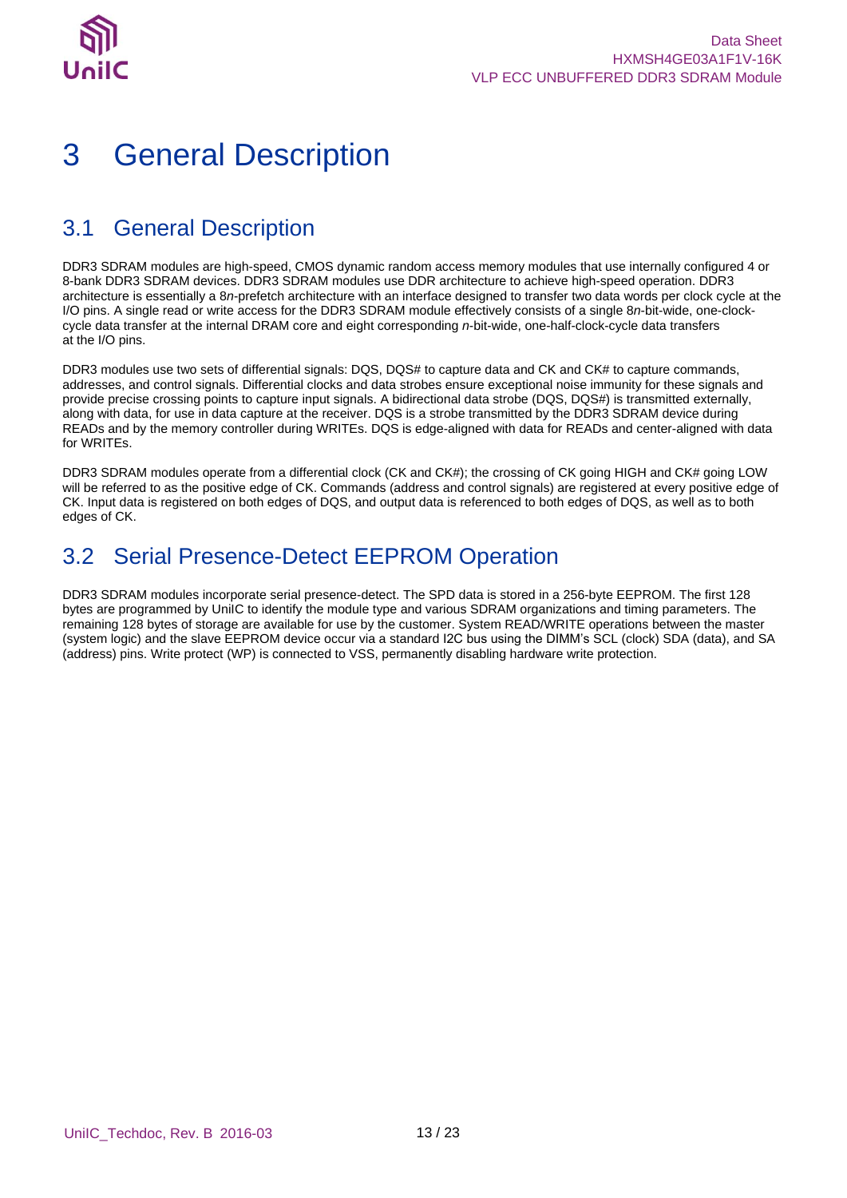# 3 General Description

## 3.1 General Description

DDR3 SDRAM modules are high-speed, CMOS dynamic random access memory modules that use internally configured 4 or 8-bank DDR3 SDRAM devices. DDR3 SDRAM modules use DDR architecture to achieve high-speed operation. DDR3 architecture is essentially a 8*n*-prefetch architecture with an interface designed to transfer two data words per clock cycle at the I/O pins. A single read or write access for the DDR3 SDRAM module effectively consists of a single 8*n*-bit-wide, one-clock-cycle data transfer at the internal DRAM core and eight corresponding *n*-bit-wide, one-half-clock-cycle data transfers at the I/O pins.

DDR3 modules use two sets of differential signals: DQS, DQS# to capture data and CK and CK# to capture commands, addresses, and control signals. Differential clocks and data strobes ensure exceptional noise immunity for these signals and provide precise crossing points to capture input signals. A bidirectional data strobe (DQS, DQS#) is transmitted externally, along with data, for use in data capture at the receiver. DQS is a strobe transmitted by the DDR3 SDRAM device during READs and by the memory controller during WRITEs. DQS is edge-aligned with data for READs and center-aligned with data for WRITEs.

DDR3 SDRAM modules operate from a differential clock (CK and CK#); the crossing of CK going HIGH and CK# going LOW will be referred to as the positive edge of CK. Commands (address and control signals) are registered at every positive edge of CK. Input data is registered on both edges of DQS, and output data is referenced to both edges of DQS, as well as to both edges of CK.

## 3.2 Serial Presence-Detect EEPROM Operation

DDR3 SDRAM modules incorporate serial presence-detect. The SPD data is stored in a 256-byte EEPROM. The first 128 bytes are programmed by UniIC to identify the module type and various SDRAM organizations and timing parameters. The remaining 128 bytes of storage are available for use by the customer. System READ/WRITE operations between the master (system logic) and the slave EEPROM device occur via a standard I2C bus using the DIMM's SCL (clock) SDA (data), and SA (address) pins. Write protect (WP) is connected to VSS, permanently disabling hardware write protection.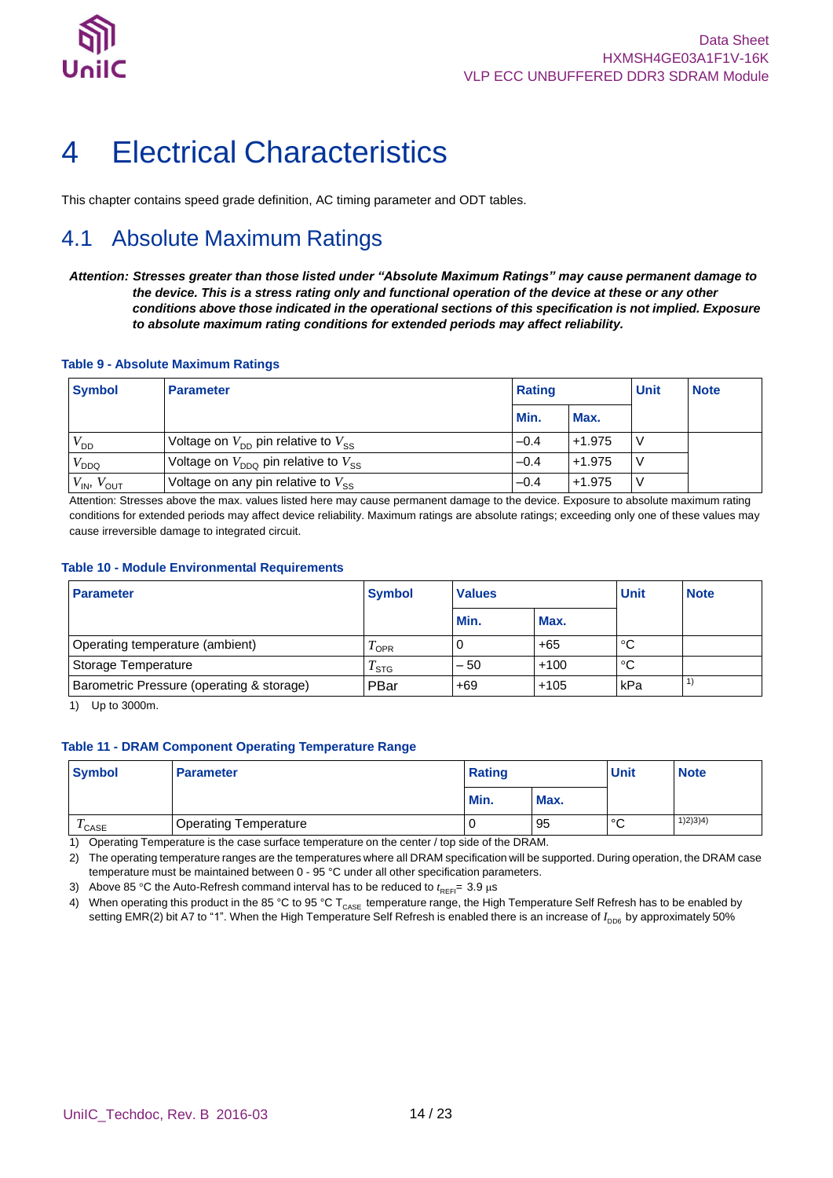# 4 Electrical Characteristics

This chapter contains speed grade definition, AC timing parameter and ODT tables.

## 4.1 Absolute Maximum Ratings

***Attention: Stresses greater than those listed under "Absolute Maximum Ratings" may cause permanent damage to the device. This is a stress rating only and functional operation of the device at these or any other conditions above those indicated in the operational sections of this specification is not implied. Exposure to absolute maximum rating conditions for extended periods may affect reliability.***

**Table 9 - Absolute Maximum Ratings**

| Symbol | Parameter | Rating | | Unit | Note |
|---|---|---|---|---|---|
| | | Min. | Max. | | |
| $V_{DD}$ | Voltage on $V_{DD}$ pin relative to $V_{SS}$ | –0.4 | +1.975 | V | |
| $V_{DDQ}$ | Voltage on $V_{DDQ}$ pin relative to $V_{SS}$ | –0.4 | +1.975 | V | |
| $V_{IN}$, $V_{OUT}$ | Voltage on any pin relative to $V_{SS}$ | –0.4 | +1.975 | V | |

Attention: Stresses above the max. values listed here may cause permanent damage to the device. Exposure to absolute maximum rating conditions for extended periods may affect device reliability. Maximum ratings are absolute ratings; exceeding only one of these values may cause irreversible damage to integrated circuit.

**Table 10 - Module Environmental Requirements**

| Parameter | Symbol | Values | | Unit | Note |
|---|---|---|---|---|---|
| | | Min. | Max. | | |
| Operating temperature (ambient) | $T_{OPR}$ | 0 | +65 | °C | |
| Storage Temperature | $T_{STG}$ | – 50 | +100 | °C | |
| Barometric Pressure (operating & storage) | PBar | +69 | +105 | kPa | 1) |

1) Up to 3000m.

**Table 11 - DRAM Component Operating Temperature Range**

| Symbol | Parameter | Rating | | Unit | Note |
|---|---|---|---|---|---|
| | | Min. | Max. | | |
| $T_{CASE}$ | Operating Temperature | 0 | 95 | °C | 1)2)3)4) |

1) Operating Temperature is the case surface temperature on the center / top side of the DRAM.

2) The operating temperature ranges are the temperatures where all DRAM specification will be supported. During operation, the DRAM case temperature must be maintained between 0 - 95 °C under all other specification parameters.

3) Above 85 °C the Auto-Refresh command interval has to be reduced to $t_{REFI}$= 3.9 µs

4) When operating this product in the 85 °C to 95 °C $T_{CASE}$ temperature range, the High Temperature Self Refresh has to be enabled by setting EMR(2) bit A7 to "1". When the High Temperature Self Refresh is enabled there is an increase of $I_{DD6}$ by approximately 50%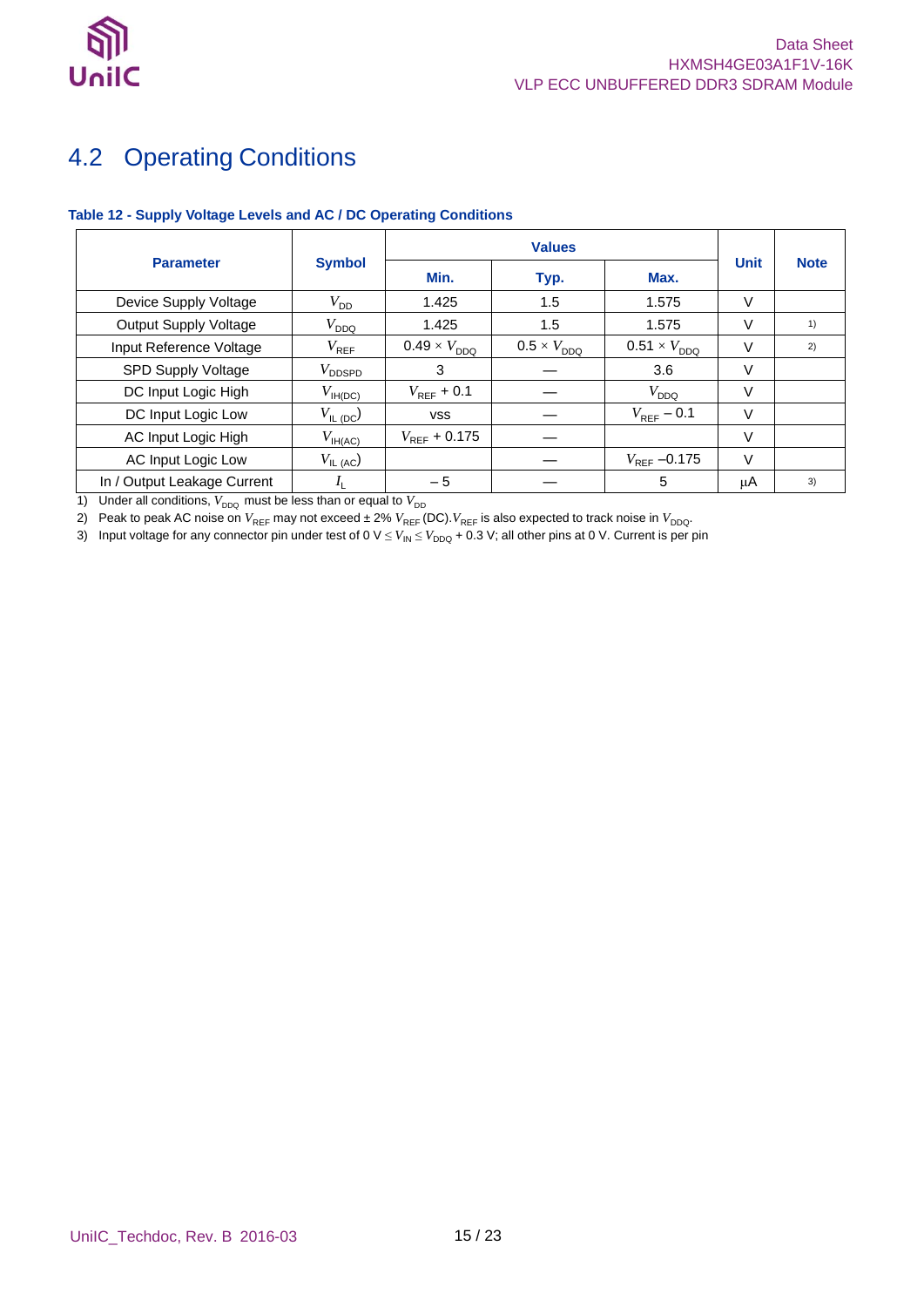## 4.2 Operating Conditions

**Table 12 - Supply Voltage Levels and AC / DC Operating Conditions**

| Parameter | Symbol | Values | | | Unit | Note |
|---|---|---|---|---|---|---|
| | | Min. | Typ. | Max. | | |
| Device Supply Voltage | $V_{DD}$ | 1.425 | 1.5 | 1.575 | V | |
| Output Supply Voltage | $V_{DDQ}$ | 1.425 | 1.5 | 1.575 | V | 1) |
| Input Reference Voltage | $V_{REF}$ | $0.49 \times V_{DDQ}$ | $0.5 \times V_{DDQ}$ | $0.51 \times V_{DDQ}$ | V | 2) |
| SPD Supply Voltage | $V_{DDSPD}$ | 3 | — | 3.6 | V | |
| DC Input Logic High | $V_{IH(DC)}$ | $V_{REF} + 0.1$ | — | $V_{DDQ}$ | V | |
| DC Input Logic Low | $V_{IL\ (DC)}$ | vss | — | $V_{REF} - 0.1$ | V | |
| AC Input Logic High | $V_{IH(AC)}$ | $V_{REF} + 0.175$ | — | | V | |
| AC Input Logic Low | $V_{IL\ (AC)}$ | | — | $V_{REF} - 0.175$ | V | |
| In / Output Leakage Current | $I_L$ | – 5 | — | 5 | μA | 3) |

1) Under all conditions, $V_{DDQ}$ must be less than or equal to $V_{DD}$

2) Peak to peak AC noise on $V_{REF}$ may not exceed ± 2% $V_{REF}$ (DC). $V_{REF}$ is also expected to track noise in $V_{DDQ}$.

3) Input voltage for any connector pin under test of $0\ V \le V_{IN} \le V_{DDQ} + 0.3\ V$; all other pins at 0 V. Current is per pin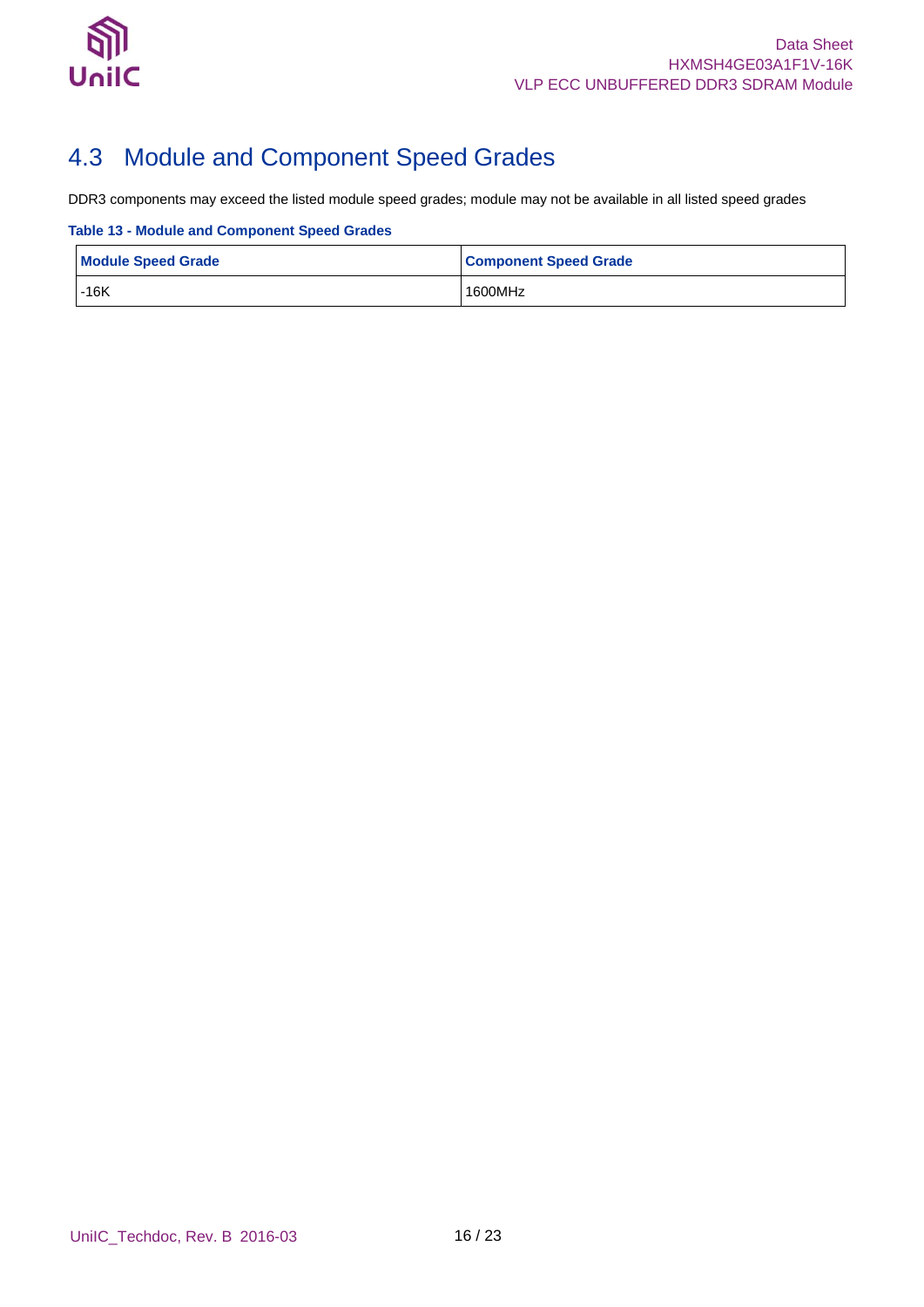## 4.3 Module and Component Speed Grades

DDR3 components may exceed the listed module speed grades; module may not be available in all listed speed grades

**Table 13 - Module and Component Speed Grades**

| Module Speed Grade | Component Speed Grade |
|---|---|
| -16K | 1600MHz |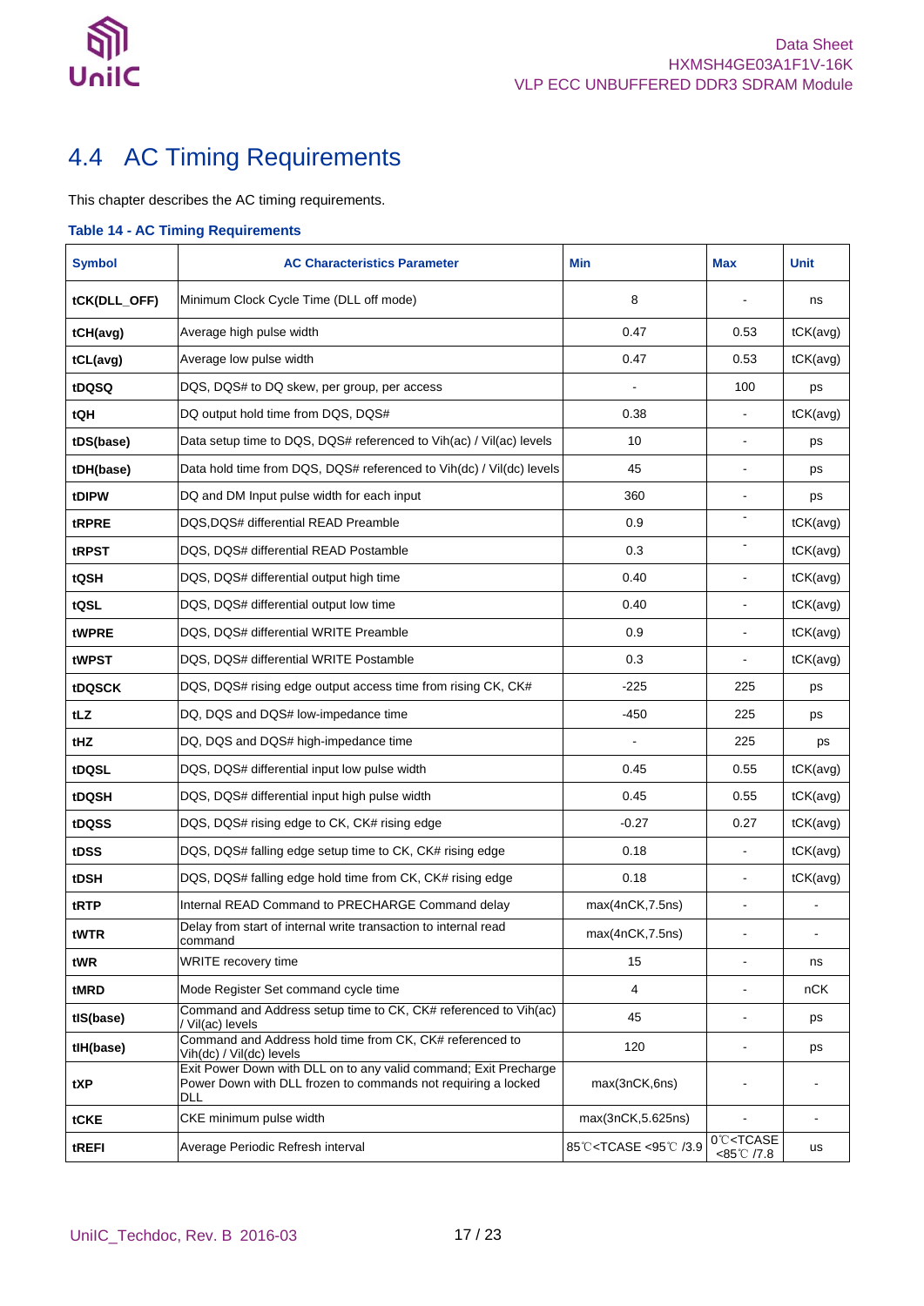## 4.4 AC Timing Requirements

This chapter describes the AC timing requirements.

**Table 14 - AC Timing Requirements**

| Symbol | AC Characteristics Parameter | Min | Max | Unit |
|---|---|---|---|---|
| **tCK(DLL_OFF)** | Minimum Clock Cycle Time (DLL off mode) | 8 | - | ns |
| **tCH(avg)** | Average high pulse width | 0.47 | 0.53 | tCK(avg) |
| **tCL(avg)** | Average low pulse width | 0.47 | 0.53 | tCK(avg) |
| **tDQSQ** | DQS, DQS# to DQ skew, per group, per access | - | 100 | ps |
| **tQH** | DQ output hold time from DQS, DQS# | 0.38 | - | tCK(avg) |
| **tDS(base)** | Data setup time to DQS, DQS# referenced to Vih(ac) / Vil(ac) levels | 10 | - | ps |
| **tDH(base)** | Data hold time from DQS, DQS# referenced to Vih(dc) / Vil(dc) levels | 45 | - | ps |
| **tDIPW** | DQ and DM Input pulse width for each input | 360 | - | ps |
| **tRPRE** | DQS,DQS# differential READ Preamble | 0.9 | - | tCK(avg) |
| **tRPST** | DQS, DQS# differential READ Postamble | 0.3 | - | tCK(avg) |
| **tQSH** | DQS, DQS# differential output high time | 0.40 | - | tCK(avg) |
| **tQSL** | DQS, DQS# differential output low time | 0.40 | - | tCK(avg) |
| **tWPRE** | DQS, DQS# differential WRITE Preamble | 0.9 | - | tCK(avg) |
| **tWPST** | DQS, DQS# differential WRITE Postamble | 0.3 | - | tCK(avg) |
| **tDQSCK** | DQS, DQS# rising edge output access time from rising CK, CK# | -225 | 225 | ps |
| **tLZ** | DQ, DQS and DQS# low-impedance time | -450 | 225 | ps |
| **tHZ** | DQ, DQS and DQS# high-impedance time | - | 225 | ps |
| **tDQSL** | DQS, DQS# differential input low pulse width | 0.45 | 0.55 | tCK(avg) |
| **tDQSH** | DQS, DQS# differential input high pulse width | 0.45 | 0.55 | tCK(avg) |
| **tDQSS** | DQS, DQS# rising edge to CK, CK# rising edge | -0.27 | 0.27 | tCK(avg) |
| **tDSS** | DQS, DQS# falling edge setup time to CK, CK# rising edge | 0.18 | - | tCK(avg) |
| **tDSH** | DQS, DQS# falling edge hold time from CK, CK# rising edge | 0.18 | - | tCK(avg) |
| **tRTP** | Internal READ Command to PRECHARGE Command delay | max(4nCK,7.5ns) | - | - |
| **tWTR** | Delay from start of internal write transaction to internal read command | max(4nCK,7.5ns) | - | - |
| **tWR** | WRITE recovery time | 15 | - | ns |
| **tMRD** | Mode Register Set command cycle time | 4 | - | nCK |
| **tIS(base)** | Command and Address setup time to CK, CK# referenced to Vih(ac) / Vil(ac) levels | 45 | - | ps |
| **tIH(base)** | Command and Address hold time from CK, CK# referenced to Vih(dc) / Vil(dc) levels | 120 | - | ps |
| **tXP** | Exit Power Down with DLL on to any valid command; Exit Precharge Power Down with DLL frozen to commands not requiring a locked DLL | max(3nCK,6ns) | - | - |
| **tCKE** | CKE minimum pulse width | max(3nCK,5.625ns) | - | - |
| **tREFI** | Average Periodic Refresh interval | 85℃<TCASE <95℃ /3.9 | 0℃<TCASE <85℃ /7.8 | us |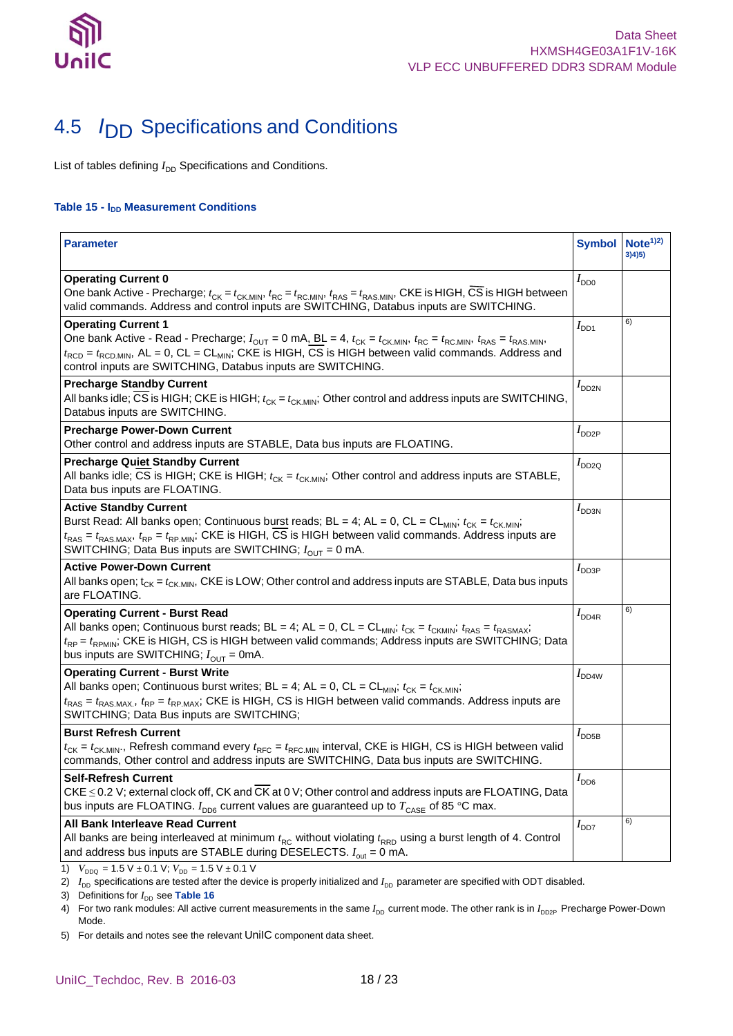## 4.5 $I_{DD}$ Specifications and Conditions

List of tables defining $I_{DD}$ Specifications and Conditions.

**Table 15 - $I_{DD}$ Measurement Conditions**

| Parameter | Symbol | Note[1)2)3)4)5)] |
|---|---|---|
| **Operating Current 0**<br>One bank Active - Precharge; $t_{CK} = t_{CK.MIN}$, $t_{RC} = t_{RC.MIN}$, $t_{RAS} = t_{RAS.MIN}$, CKE is HIGH, $\overline{CS}$ is HIGH between valid commands. Address and control inputs are SWITCHING, Databus inputs are SWITCHING. | $I_{DD0}$ | |
| **Operating Current 1**<br>One bank Active - Read - Precharge; $I_{OUT}$ = 0 mA, BL = 4, $t_{CK} = t_{CK.MIN}$, $t_{RC} = t_{RC.MIN}$, $t_{RAS} = t_{RAS.MIN}$, $t_{RCD} = t_{RCD.MIN}$, AL = 0, CL = $CL_{MIN}$; CKE is HIGH, $\overline{CS}$ is HIGH between valid commands. Address and control inputs are SWITCHING, Databus inputs are SWITCHING. | $I_{DD1}$ | 6) |
| **Precharge Standby Current**<br>All banks idle; $\overline{CS}$ is HIGH; CKE is HIGH; $t_{CK} = t_{CK.MIN}$; Other control and address inputs are SWITCHING, Databus inputs are SWITCHING. | $I_{DD2N}$ | |
| **Precharge Power-Down Current**<br>Other control and address inputs are STABLE, Data bus inputs are FLOATING. | $I_{DD2P}$ | |
| **Precharge Quiet Standby Current**<br>All banks idle; $\overline{CS}$ is HIGH; CKE is HIGH; $t_{CK} = t_{CK.MIN}$; Other control and address inputs are STABLE, Data bus inputs are FLOATING. | $I_{DD2Q}$ | |
| **Active Standby Current**<br>Burst Read: All banks open; Continuous burst reads; BL = 4; AL = 0, CL = $CL_{MIN}$; $t_{CK} = t_{CK.MIN}$; $t_{RAS} = t_{RAS.MAX}$, $t_{RP} = t_{RP.MIN}$; CKE is HIGH, $\overline{CS}$ is HIGH between valid commands. Address inputs are SWITCHING; Data Bus inputs are SWITCHING; $I_{OUT}$ = 0 mA. | $I_{DD3N}$ | |
| **Active Power-Down Current**<br>All banks open; $t_{CK} = t_{CK.MIN}$, CKE is LOW; Other control and address inputs are STABLE, Data bus inputs are FLOATING. | $I_{DD3P}$ | |
| **Operating Current - Burst Read**<br>All banks open; Continuous burst reads; BL = 4; AL = 0, CL = $CL_{MIN}$; $t_{CK} = t_{CKMIN}$; $t_{RAS} = t_{RASMAX}$; $t_{RP} = t_{RPMIN}$; CKE is HIGH, CS is HIGH between valid commands; Address inputs are SWITCHING; Data bus inputs are SWITCHING; $I_{OUT}$ = 0mA. | $I_{DD4R}$ | 6) |
| **Operating Current - Burst Write**<br>All banks open; Continuous burst writes; BL = 4; AL = 0, CL = $CL_{MIN}$; $t_{CK} = t_{CK.MIN}$; $t_{RAS} = t_{RAS.MAX.}$, $t_{RP} = t_{RP.MAX}$; CKE is HIGH, CS is HIGH between valid commands. Address inputs are SWITCHING; Data Bus inputs are SWITCHING; | $I_{DD4W}$ | |
| **Burst Refresh Current**<br>$t_{CK} = t_{CK.MIN.}$, Refresh command every $t_{RFC} = t_{RFC.MIN}$ interval, CKE is HIGH, CS is HIGH between valid commands, Other control and address inputs are SWITCHING, Data bus inputs are SWITCHING. | $I_{DD5B}$ | |
| **Self-Refresh Current**<br>CKE ≤ 0.2 V; external clock off, CK and $\overline{CK}$ at 0 V; Other control and address inputs are FLOATING, Data bus inputs are FLOATING. $I_{DD6}$ current values are guaranteed up to $T_{CASE}$ of 85 °C max. | $I_{DD6}$ | |
| **All Bank Interleave Read Current**<br>All banks are being interleaved at minimum $t_{RC}$ without violating $t_{RRD}$ using a burst length of 4. Control and address bus inputs are STABLE during DESELECTS. $I_{out}$ = 0 mA. | $I_{DD7}$ | 6) |

1) $V_{DDQ}$ = 1.5 V ± 0.1 V; $V_{DD}$ = 1.5 V ± 0.1 V
2) $I_{DD}$ specifications are tested after the device is properly initialized and $I_{DD}$ parameter are specified with ODT disabled.
3) Definitions for $I_{DD}$ see **Table 16**
4) For two rank modules: All active current measurements in the same $I_{DD}$ current mode. The other rank is in $I_{DD2P}$ Precharge Power-Down Mode.
5) For details and notes see the relevant UniIC component data sheet.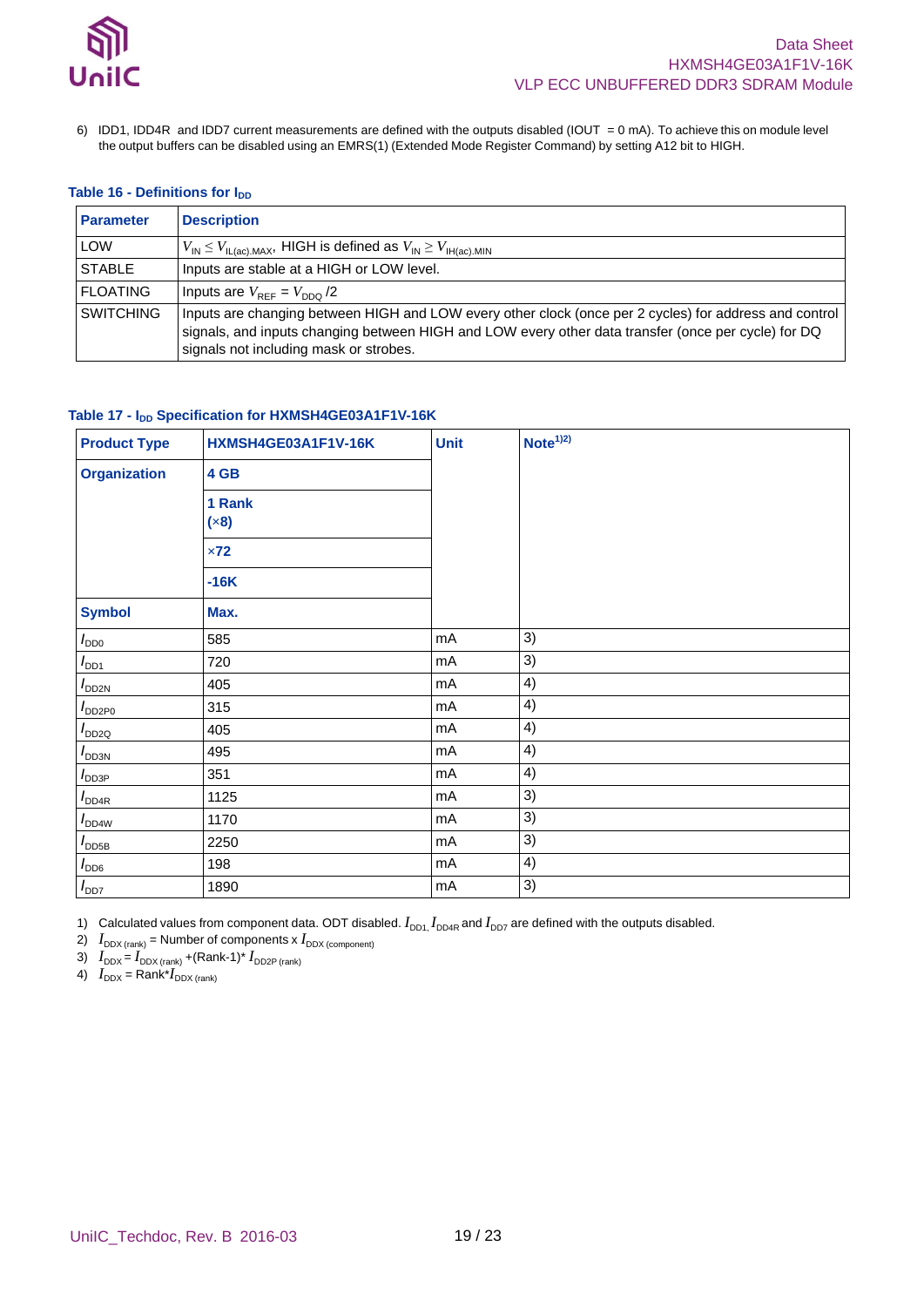6) IDD1, IDD4R and IDD7 current measurements are defined with the outputs disabled (IOUT = 0 mA). To achieve this on module level the output buffers can be disabled using an EMRS(1) (Extended Mode Register Command) by setting A12 bit to HIGH.

### Table 16 - Definitions for $I_{DD}$

| Parameter | Description |
|---|---|
| LOW | $V_{IN} \le V_{IL(ac).MAX}$, HIGH is defined as $V_{IN} \ge V_{IH(ac).MIN}$ |
| STABLE | Inputs are stable at a HIGH or LOW level. |
| FLOATING | Inputs are $V_{REF} = V_{DDQ}/2$ |
| SWITCHING | Inputs are changing between HIGH and LOW every other clock (once per 2 cycles) for address and control signals, and inputs changing between HIGH and LOW every other data transfer (once per cycle) for DQ signals not including mask or strobes. |

### Table 17 - $I_{DD}$ Specification for HXMSH4GE03A1F1V-16K

| Product Type | HXMSH4GE03A1F1V-16K | Unit | Note[1)2)] |
|---|---|---|---|
| Organization | 4 GB | | |
| | 1 Rank (×8) | | |
| | ×72 | | |
| | -16K | | |
| Symbol | Max. | | |
| $I_{DD0}$ | 585 | mA | 3) |
| $I_{DD1}$ | 720 | mA | 3) |
| $I_{DD2N}$ | 405 | mA | 4) |
| $I_{DD2P0}$ | 315 | mA | 4) |
| $I_{DD2Q}$ | 405 | mA | 4) |
| $I_{DD3N}$ | 495 | mA | 4) |
| $I_{DD3P}$ | 351 | mA | 4) |
| $I_{DD4R}$ | 1125 | mA | 3) |
| $I_{DD4W}$ | 1170 | mA | 3) |
| $I_{DD5B}$ | 2250 | mA | 3) |
| $I_{DD6}$ | 198 | mA | 4) |
| $I_{DD7}$ | 1890 | mA | 3) |

1) Calculated values from component data. ODT disabled. $I_{DD1}$, $I_{DD4R}$ and $I_{DD7}$ are defined with the outputs disabled.
2) $I_{DDX\ (rank)}$ = Number of components x $I_{DDX\ (component)}$
3) $I_{DDX} = I_{DDX\ (rank)}$ +(Rank-1)* $I_{DD2P\ (rank)}$
4) $I_{DDX}$ = Rank*$I_{DDX\ (rank)}$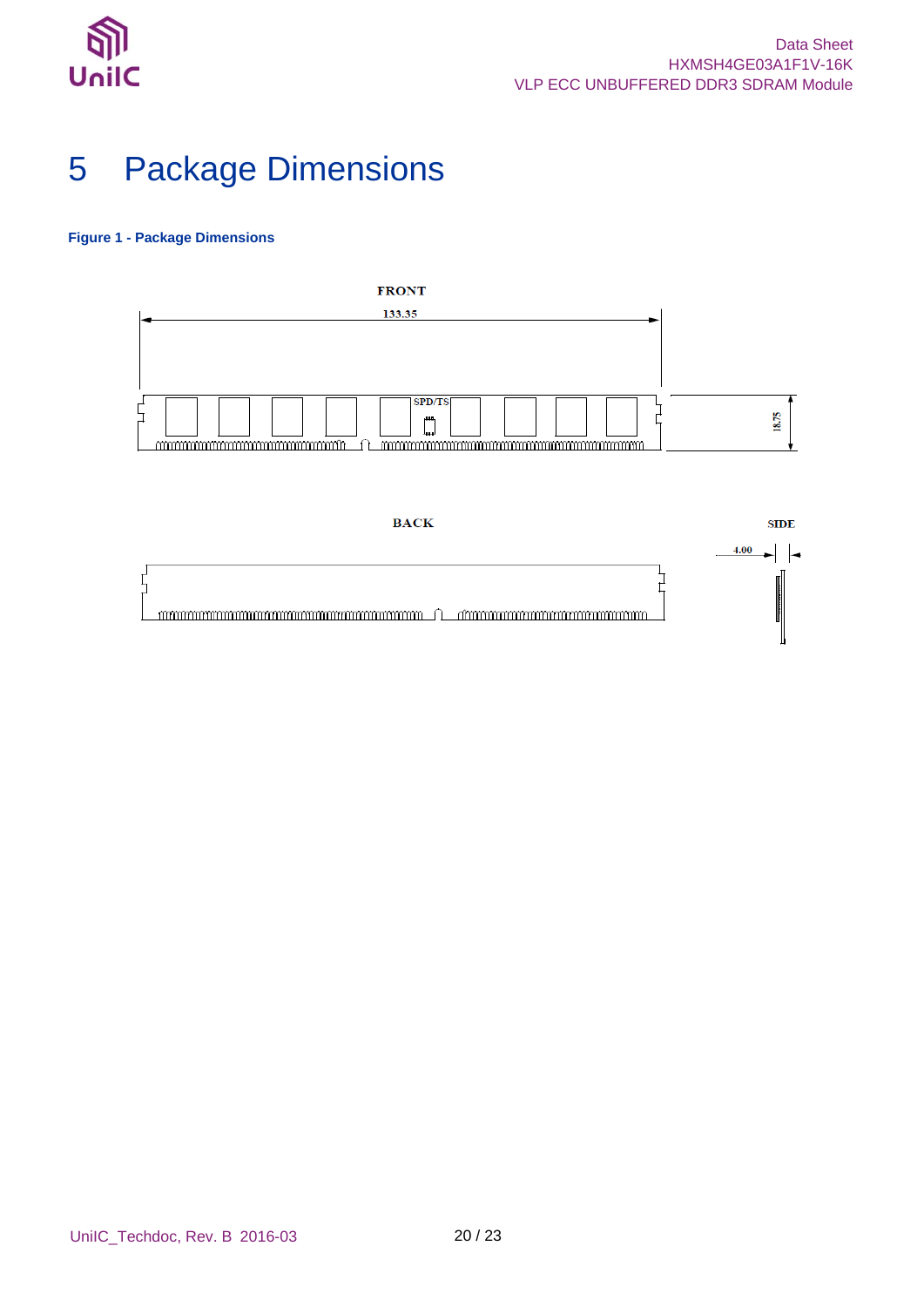# 5 Package Dimensions

**Figure 1 - Package Dimensions**

FRONT

133.35

SPD/TS

18.75

BACK

SIDE

4.00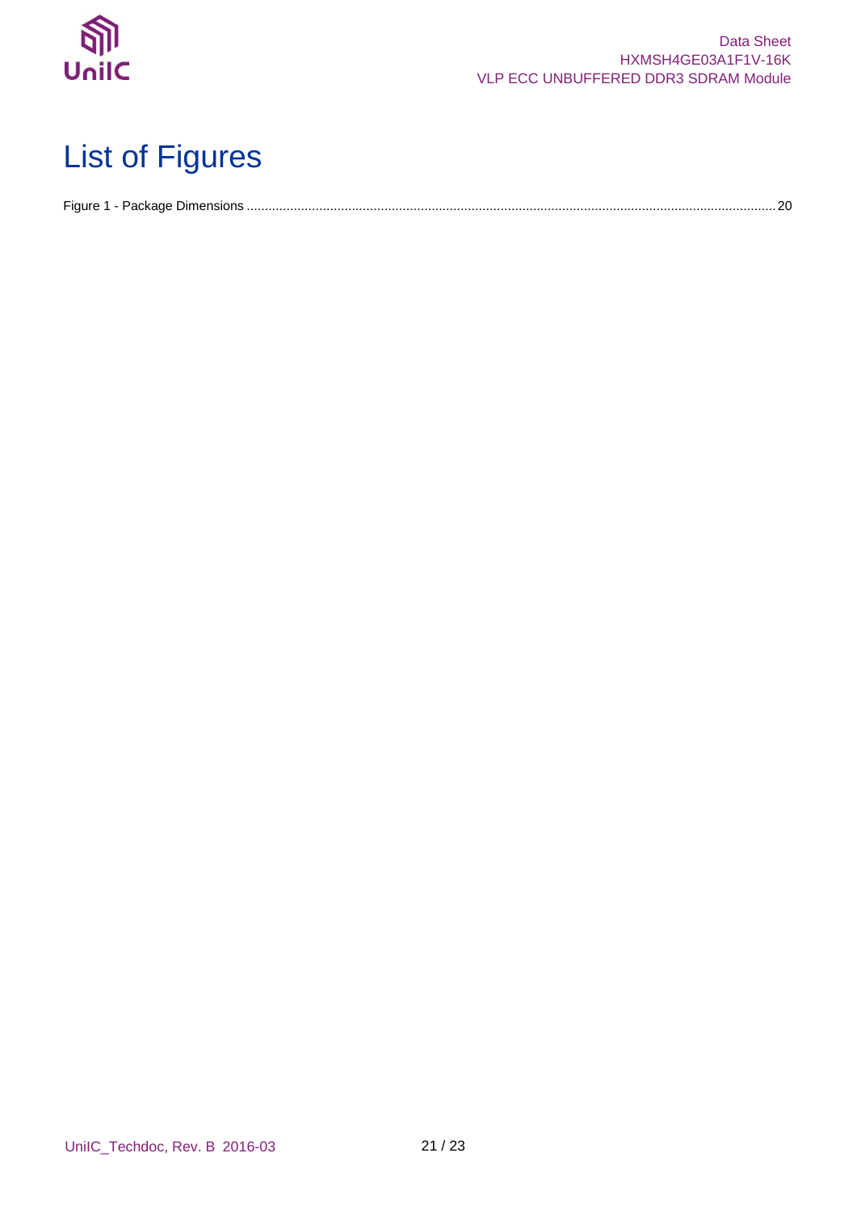# List of Figures

Figure 1 - Package Dimensions ........................................................................................................................................... 20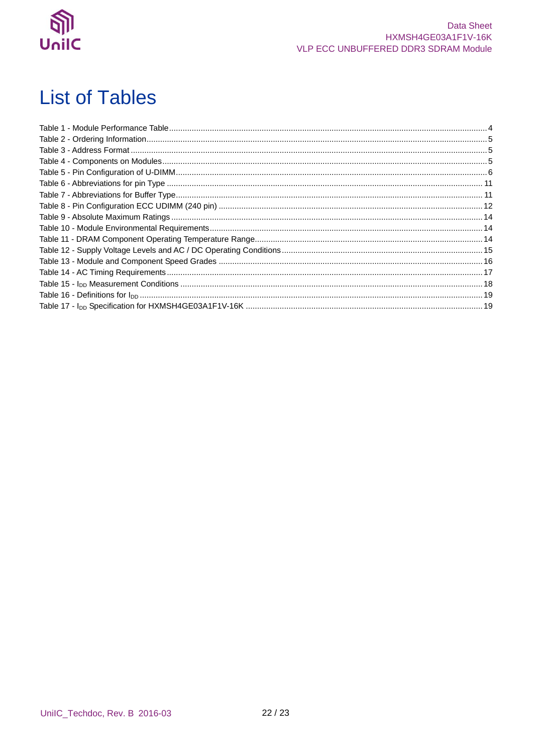# List of Tables

Table 1 - Module Performance Table ............................................................................. 4
Table 2 - Ordering Information ........................................................................................ 5
Table 3 - Address Format ............................................................................................... 5
Table 4 - Components on Modules ................................................................................. 5
Table 5 - Pin Configuration of U-DIMM ........................................................................... 6
Table 6 - Abbreviations for pin Type .............................................................................. 11
Table 7 - Abbreviations for Buffer Type .......................................................................... 11
Table 8 - Pin Configuration ECC UDIMM (240 pin) ........................................................ 12
Table 9 - Absolute Maximum Ratings ............................................................................. 14
Table 10 - Module Environmental Requirements ............................................................ 14
Table 11 - DRAM Component Operating Temperature Range ........................................ 14
Table 12 - Supply Voltage Levels and AC / DC Operating Conditions ............................ 15
Table 13 - Module and Component Speed Grades ........................................................ 16
Table 14 - AC Timing Requirements .............................................................................. 17
Table 15 - $I_{DD}$ Measurement Conditions .......................................................................... 18
Table 16 - Definitions for $I_{DD}$ .......................................................................................... 19
Table 17 - $I_{DD}$ Specification for HXMSH4GE03A1F1V-16K ............................................ 19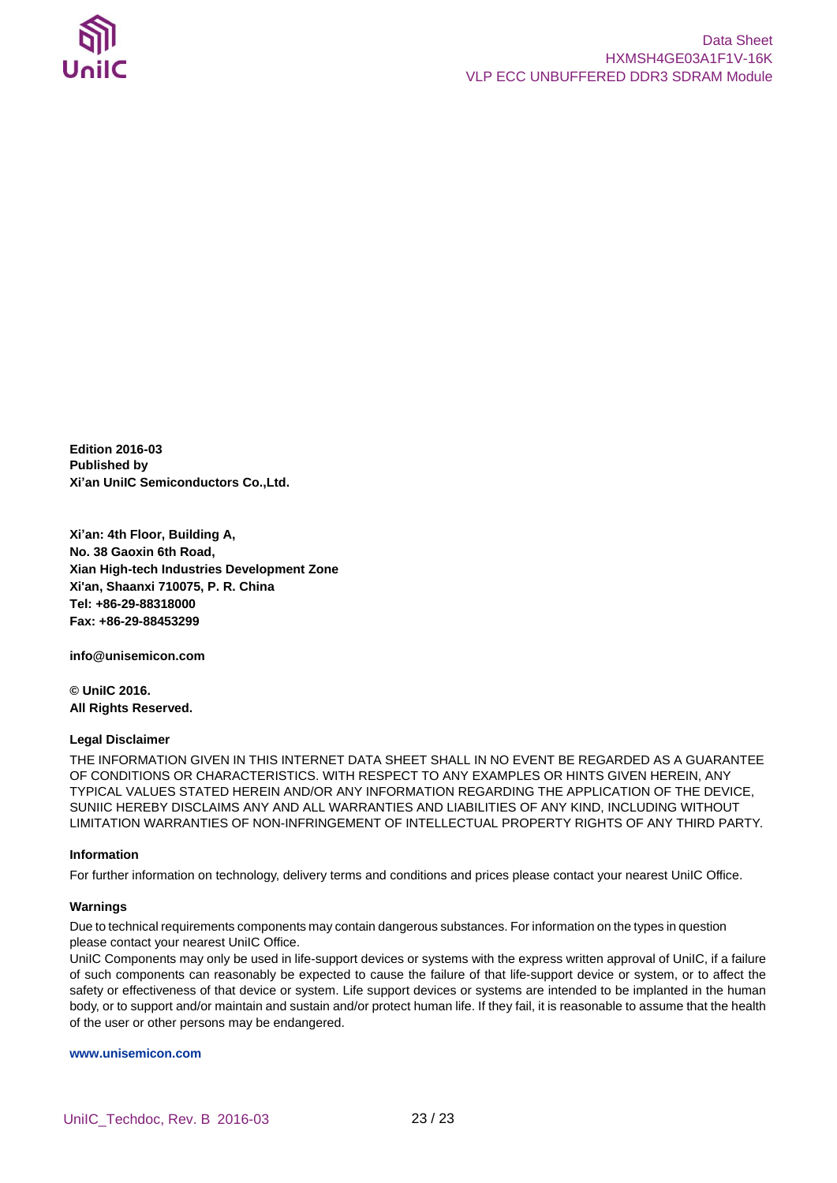**Edition 2016-03**
**Published by**
**Xi'an UniIC Semiconductors Co.,Ltd.**

**Xi'an: 4th Floor, Building A,**
**No. 38 Gaoxin 6th Road,**
**Xian High-tech Industries Development Zone**
**Xi'an, Shaanxi 710075, P. R. China**
**Tel: +86-29-88318000**
**Fax: +86-29-88453299**

**info@unisemicon.com**

**© UniIC 2016.**
**All Rights Reserved.**

**Legal Disclaimer**

THE INFORMATION GIVEN IN THIS INTERNET DATA SHEET SHALL IN NO EVENT BE REGARDED AS A GUARANTEE OF CONDITIONS OR CHARACTERISTICS. WITH RESPECT TO ANY EXAMPLES OR HINTS GIVEN HEREIN, ANY TYPICAL VALUES STATED HEREIN AND/OR ANY INFORMATION REGARDING THE APPLICATION OF THE DEVICE, SUNIIC HEREBY DISCLAIMS ANY AND ALL WARRANTIES AND LIABILITIES OF ANY KIND, INCLUDING WITHOUT LIMITATION WARRANTIES OF NON-INFRINGEMENT OF INTELLECTUAL PROPERTY RIGHTS OF ANY THIRD PARTY.

**Information**

For further information on technology, delivery terms and conditions and prices please contact your nearest UniIC Office.

**Warnings**

Due to technical requirements components may contain dangerous substances. For information on the types in question please contact your nearest UniIC Office.
UniIC Components may only be used in life-support devices or systems with the express written approval of UniIC, if a failure of such components can reasonably be expected to cause the failure of that life-support device or system, or to affect the safety or effectiveness of that device or system. Life support devices or systems are intended to be implanted in the human body, or to support and/or maintain and sustain and/or protect human life. If they fail, it is reasonable to assume that the health of the user or other persons may be endangered.

**www.unisemicon.com**